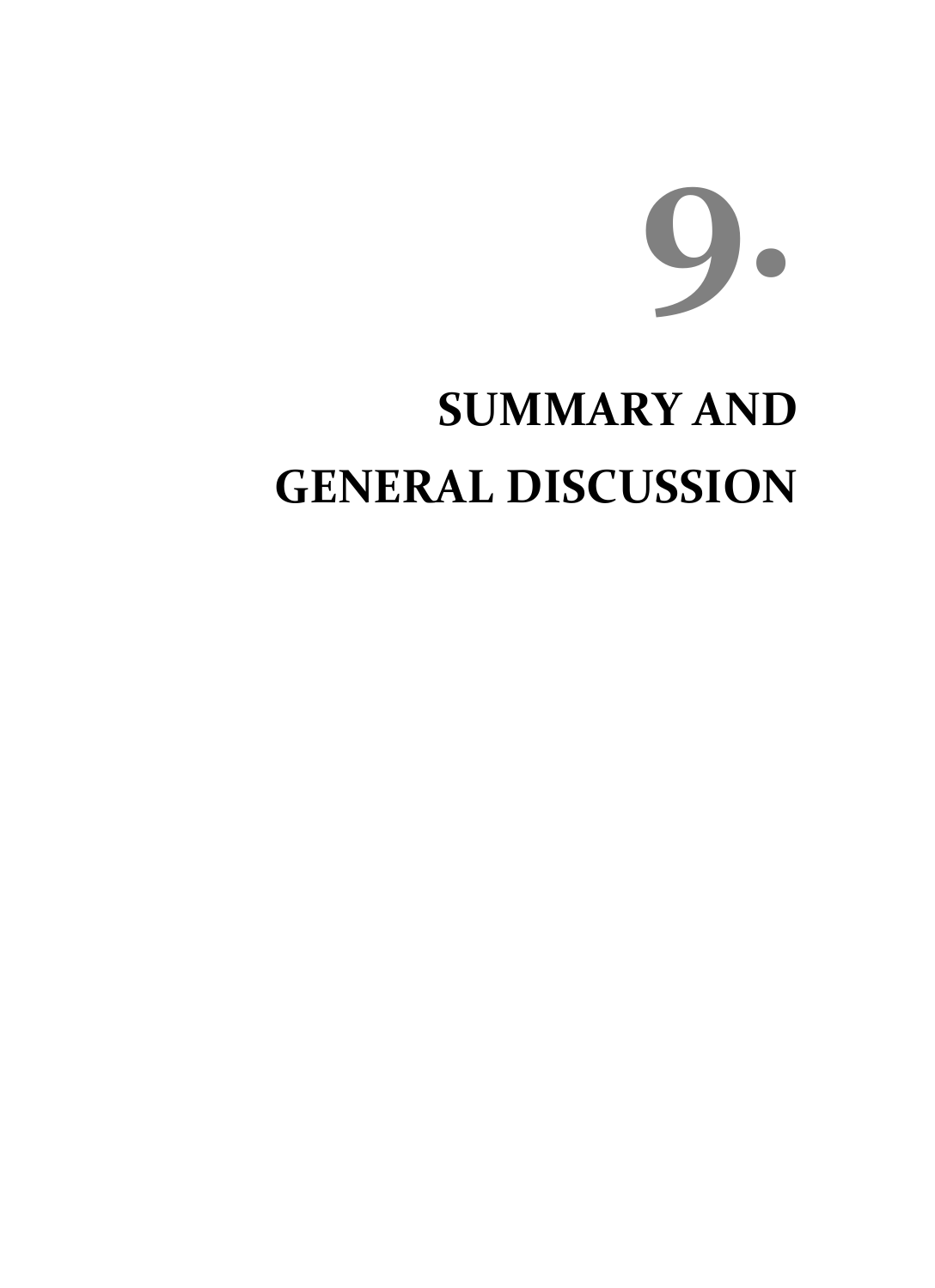# 9. SUMMARY AND GENERAL DISCUSSION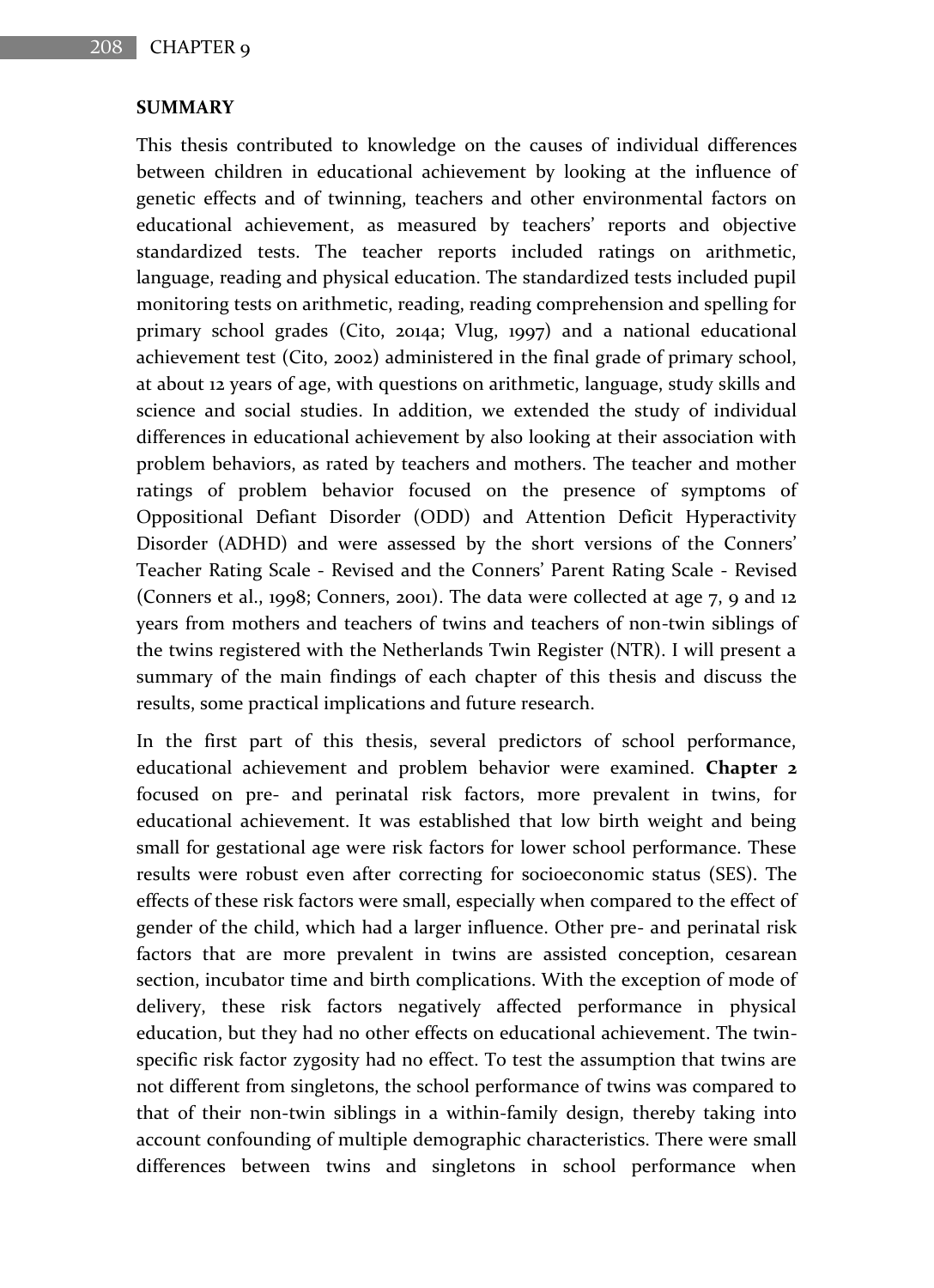## SUMMARY

This thesis contributed to knowledge on the causes of individual differences between children in educational achievement by looking at the influence of genetic effects and of twinning, teachers and other environmental factors on educational achievement, as measured by teachers' reports and objective standardized tests. The teacher reports included ratings on arithmetic, language, reading and physical education. The standardized tests included pupil monitoring tests on arithmetic, reading, reading comprehension and spelling for primary school grades (Cito, 2014a; Vlug, 1997) and a national educational achievement test (Cito, 2002) administered in the final grade of primary school, at about 12 years of age, with questions on arithmetic, language, study skills and science and social studies. In addition, we extended the study of individual differences in educational achievement by also looking at their association with problem behaviors, as rated by teachers and mothers. The teacher and mother ratings of problem behavior focused on the presence of symptoms of Oppositional Defiant Disorder (ODD) and Attention Deficit Hyperactivity Disorder (ADHD) and were assessed by the short versions of the Conners' Teacher Rating Scale - Revised and the Conners' Parent Rating Scale - Revised (Conners et al., 1998; Conners, 2001). The data were collected at age 7, 9 and 12 years from mothers and teachers of twins and teachers of non-twin siblings of the twins registered with the Netherlands Twin Register (NTR). I will present a summary of the main findings of each chapter of this thesis and discuss the results, some practical implications and future research.

In the first part of this thesis, several predictors of school performance, educational achievement and problem behavior were examined. **Chapter 2** focused on pre- and perinatal risk factors, more prevalent in twins, for educational achievement. It was established that low birth weight and being small for gestational age were risk factors for lower school performance. These results were robust even after correcting for socioeconomic status (SES). The effects of these risk factors were small, especially when compared to the effect of gender of the child, which had a larger influence. Other pre- and perinatal risk factors that are more prevalent in twins are assisted conception, cesarean section, incubator time and birth complications. With the exception of mode of delivery, these risk factors negatively affected performance in physical education, but they had no other effects on educational achievement. The twin-specific risk factor zygosity had no effect. To test the assumption that twins are not different from singletons, the school performance of twins was compared to that of their non-twin siblings in a within-family design, thereby taking into account confounding of multiple demographic characteristics. There were small differences between twins and singletons in school performance when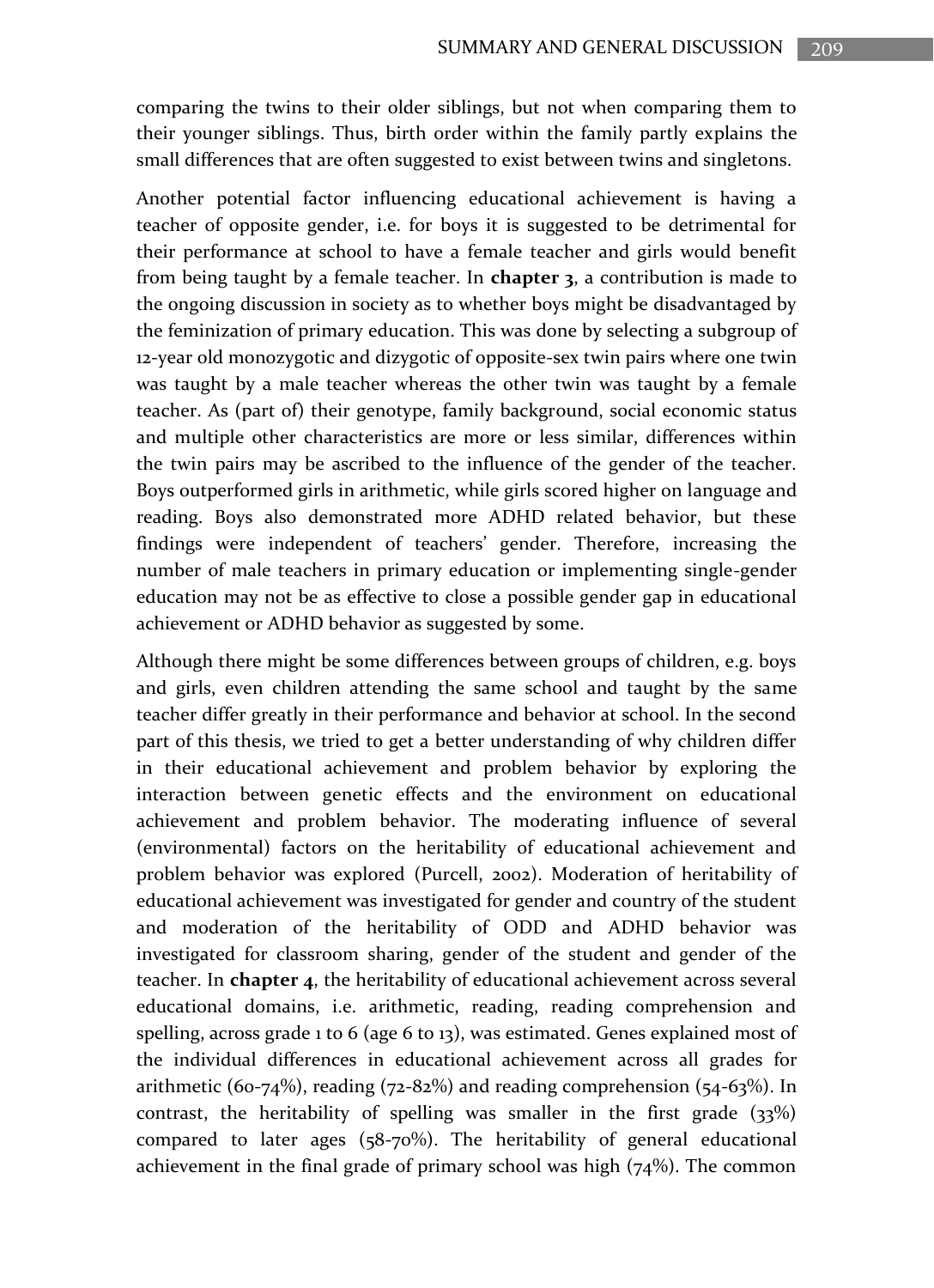comparing the twins to their older siblings, but not when comparing them to their younger siblings. Thus, birth order within the family partly explains the small differences that are often suggested to exist between twins and singletons.

Another potential factor influencing educational achievement is having a teacher of opposite gender, i.e. for boys it is suggested to be detrimental for their performance at school to have a female teacher and girls would benefit from being taught by a female teacher. In **chapter 3**, a contribution is made to the ongoing discussion in society as to whether boys might be disadvantaged by the feminization of primary education. This was done by selecting a subgroup of 12-year old monozygotic and dizygotic of opposite-sex twin pairs where one twin was taught by a male teacher whereas the other twin was taught by a female teacher. As (part of) their genotype, family background, social economic status and multiple other characteristics are more or less similar, differences within the twin pairs may be ascribed to the influence of the gender of the teacher. Boys outperformed girls in arithmetic, while girls scored higher on language and reading. Boys also demonstrated more ADHD related behavior, but these findings were independent of teachers' gender. Therefore, increasing the number of male teachers in primary education or implementing single-gender education may not be as effective to close a possible gender gap in educational achievement or ADHD behavior as suggested by some.

Although there might be some differences between groups of children, e.g. boys and girls, even children attending the same school and taught by the same teacher differ greatly in their performance and behavior at school. In the second part of this thesis, we tried to get a better understanding of why children differ in their educational achievement and problem behavior by exploring the interaction between genetic effects and the environment on educational achievement and problem behavior. The moderating influence of several (environmental) factors on the heritability of educational achievement and problem behavior was explored (Purcell, 2002). Moderation of heritability of educational achievement was investigated for gender and country of the student and moderation of the heritability of ODD and ADHD behavior was investigated for classroom sharing, gender of the student and gender of the teacher. In **chapter 4**, the heritability of educational achievement across several educational domains, i.e. arithmetic, reading, reading comprehension and spelling, across grade 1 to 6 (age 6 to 13), was estimated. Genes explained most of the individual differences in educational achievement across all grades for arithmetic (60-74%), reading (72-82%) and reading comprehension (54-63%). In contrast, the heritability of spelling was smaller in the first grade (33%) compared to later ages (58-70%). The heritability of general educational achievement in the final grade of primary school was high (74%). The common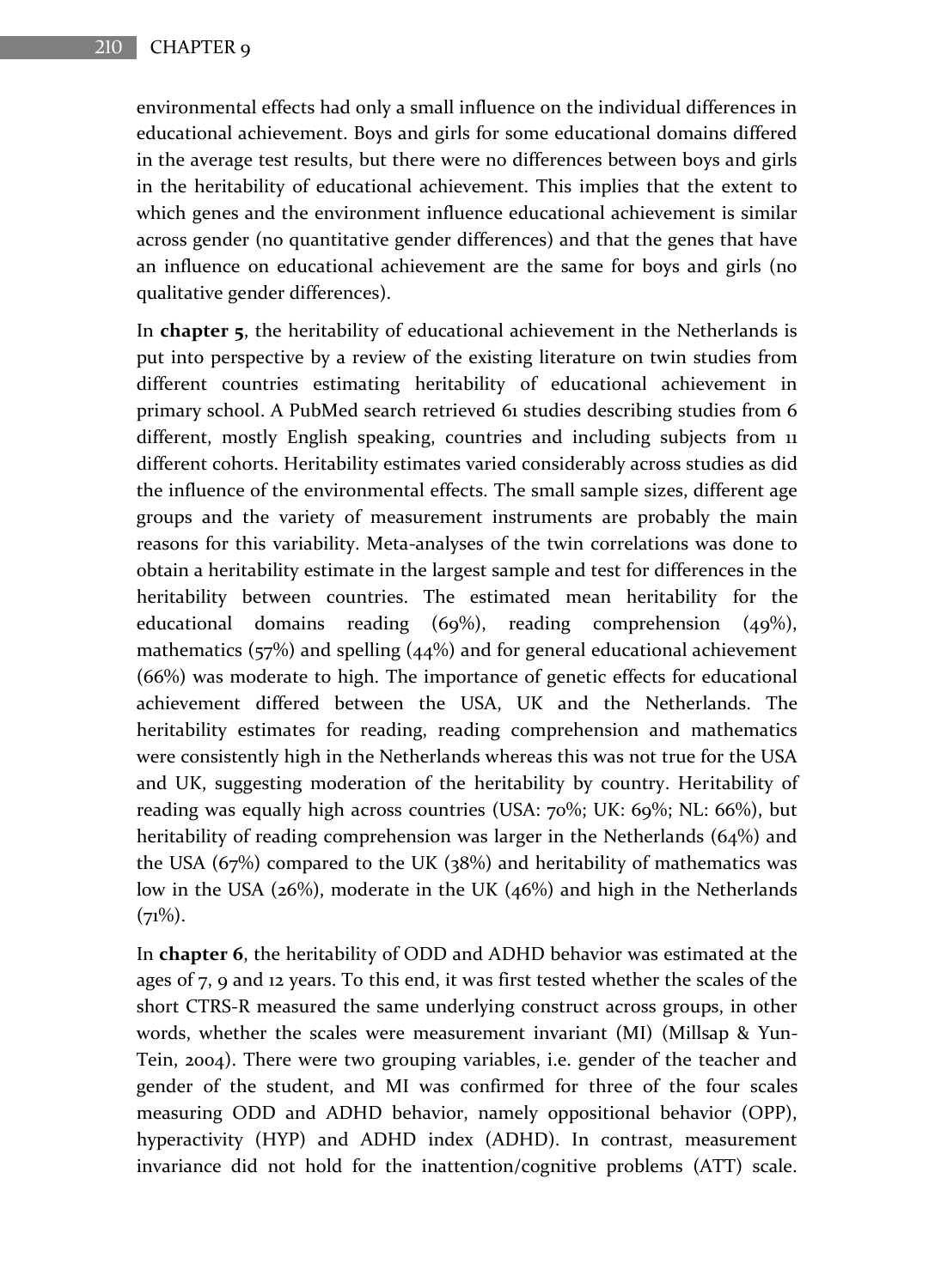environmental effects had only a small influence on the individual differences in educational achievement. Boys and girls for some educational domains differed in the average test results, but there were no differences between boys and girls in the heritability of educational achievement. This implies that the extent to which genes and the environment influence educational achievement is similar across gender (no quantitative gender differences) and that the genes that have an influence on educational achievement are the same for boys and girls (no qualitative gender differences).

In **chapter 5**, the heritability of educational achievement in the Netherlands is put into perspective by a review of the existing literature on twin studies from different countries estimating heritability of educational achievement in primary school. A PubMed search retrieved 61 studies describing studies from 6 different, mostly English speaking, countries and including subjects from 11 different cohorts. Heritability estimates varied considerably across studies as did the influence of the environmental effects. The small sample sizes, different age groups and the variety of measurement instruments are probably the main reasons for this variability. Meta-analyses of the twin correlations was done to obtain a heritability estimate in the largest sample and test for differences in the heritability between countries. The estimated mean heritability for the educational domains reading (69%), reading comprehension (49%), mathematics (57%) and spelling (44%) and for general educational achievement (66%) was moderate to high. The importance of genetic effects for educational achievement differed between the USA, UK and the Netherlands. The heritability estimates for reading, reading comprehension and mathematics were consistently high in the Netherlands whereas this was not true for the USA and UK, suggesting moderation of the heritability by country. Heritability of reading was equally high across countries (USA: 70%; UK: 69%; NL: 66%), but heritability of reading comprehension was larger in the Netherlands (64%) and the USA (67%) compared to the UK (38%) and heritability of mathematics was low in the USA (26%), moderate in the UK (46%) and high in the Netherlands (71%).

In **chapter 6**, the heritability of ODD and ADHD behavior was estimated at the ages of 7, 9 and 12 years. To this end, it was first tested whether the scales of the short CTRS-R measured the same underlying construct across groups, in other words, whether the scales were measurement invariant (MI) (Millsap & Yun-Tein, 2004). There were two grouping variables, i.e. gender of the teacher and gender of the student, and MI was confirmed for three of the four scales measuring ODD and ADHD behavior, namely oppositional behavior (OPP), hyperactivity (HYP) and ADHD index (ADHD). In contrast, measurement invariance did not hold for the inattention/cognitive problems (ATT) scale.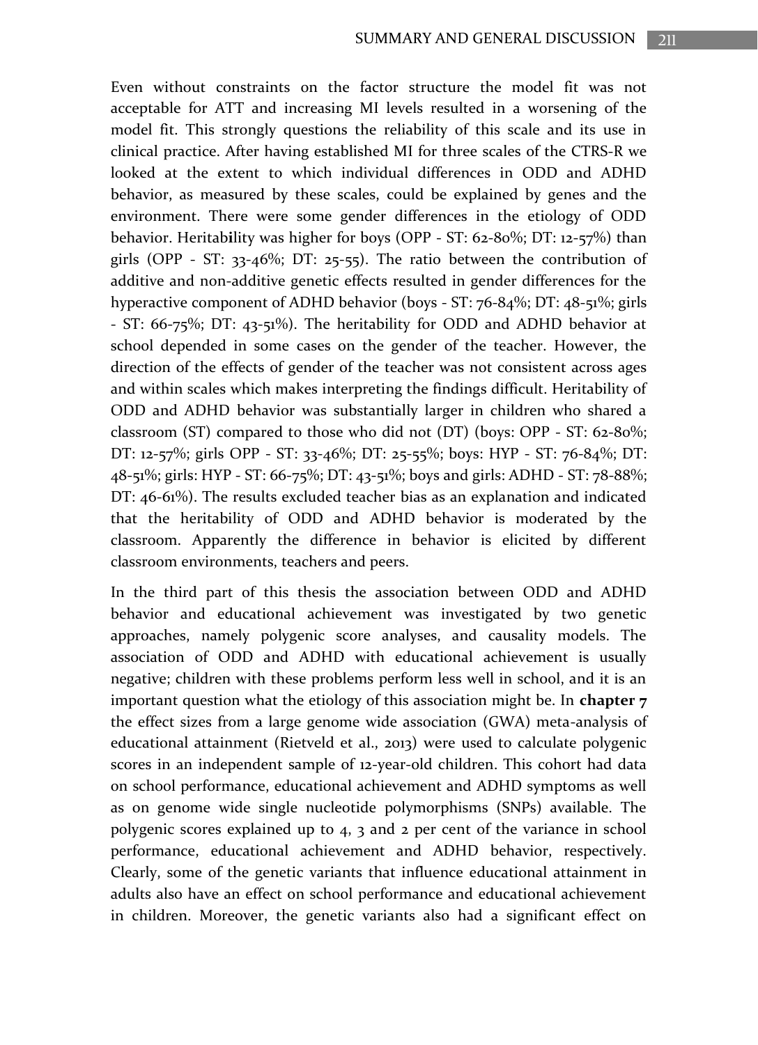Even without constraints on the factor structure the model fit was not acceptable for ATT and increasing MI levels resulted in a worsening of the model fit. This strongly questions the reliability of this scale and its use in clinical practice. After having established MI for three scales of the CTRS-R we looked at the extent to which individual differences in ODD and ADHD behavior, as measured by these scales, could be explained by genes and the environment. There were some gender differences in the etiology of ODD behavior. Heritability was higher for boys (OPP - ST: 62-80%; DT: 12-57%) than girls (OPP - ST: 33-46%; DT: 25-55). The ratio between the contribution of additive and non-additive genetic effects resulted in gender differences for the hyperactive component of ADHD behavior (boys - ST: 76-84%; DT: 48-51%; girls - ST: 66-75%; DT: 43-51%). The heritability for ODD and ADHD behavior at school depended in some cases on the gender of the teacher. However, the direction of the effects of gender of the teacher was not consistent across ages and within scales which makes interpreting the findings difficult. Heritability of ODD and ADHD behavior was substantially larger in children who shared a classroom (ST) compared to those who did not (DT) (boys: OPP - ST: 62-80%; DT: 12-57%; girls OPP - ST: 33-46%; DT: 25-55%; boys: HYP - ST: 76-84%; DT: 48-51%; girls: HYP - ST: 66-75%; DT: 43-51%; boys and girls: ADHD - ST: 78-88%; DT: 46-61%). The results excluded teacher bias as an explanation and indicated that the heritability of ODD and ADHD behavior is moderated by the classroom. Apparently the difference in behavior is elicited by different classroom environments, teachers and peers.

In the third part of this thesis the association between ODD and ADHD behavior and educational achievement was investigated by two genetic approaches, namely polygenic score analyses, and causality models. The association of ODD and ADHD with educational achievement is usually negative; children with these problems perform less well in school, and it is an important question what the etiology of this association might be. In **chapter 7** the effect sizes from a large genome wide association (GWA) meta-analysis of educational attainment (Rietveld et al., 2013) were used to calculate polygenic scores in an independent sample of 12-year-old children. This cohort had data on school performance, educational achievement and ADHD symptoms as well as on genome wide single nucleotide polymorphisms (SNPs) available. The polygenic scores explained up to 4, 3 and 2 per cent of the variance in school performance, educational achievement and ADHD behavior, respectively. Clearly, some of the genetic variants that influence educational attainment in adults also have an effect on school performance and educational achievement in children. Moreover, the genetic variants also had a significant effect on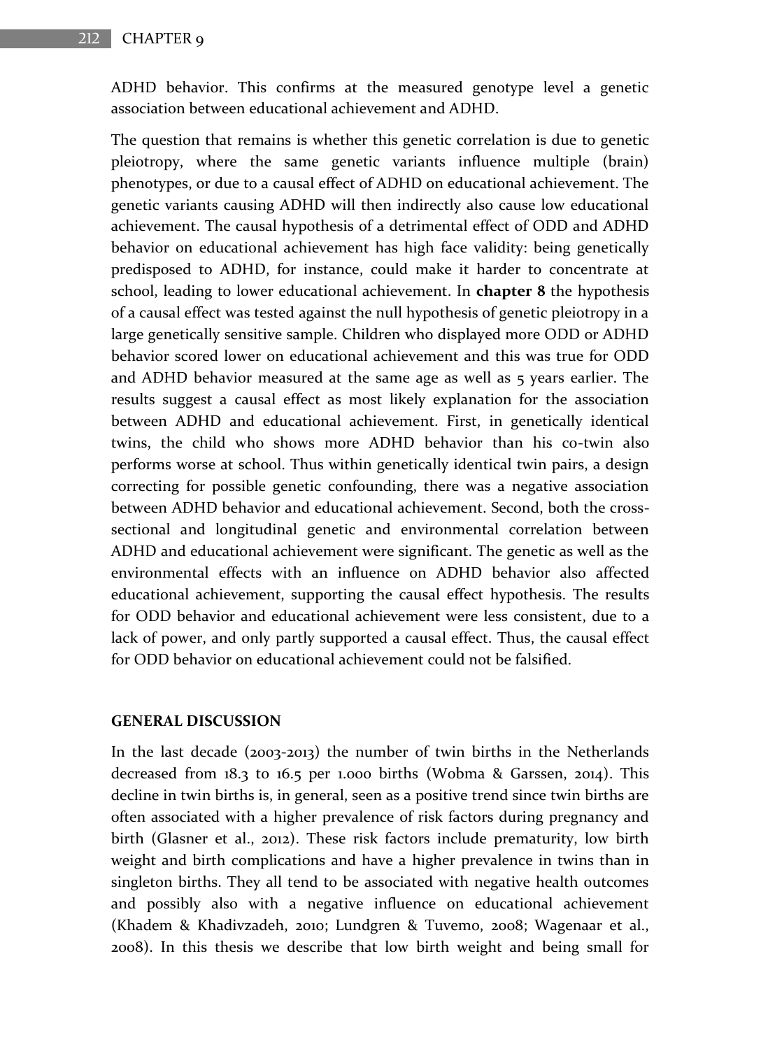ADHD behavior. This confirms at the measured genotype level a genetic association between educational achievement and ADHD.

The question that remains is whether this genetic correlation is due to genetic pleiotropy, where the same genetic variants influence multiple (brain) phenotypes, or due to a causal effect of ADHD on educational achievement. The genetic variants causing ADHD will then indirectly also cause low educational achievement. The causal hypothesis of a detrimental effect of ODD and ADHD behavior on educational achievement has high face validity: being genetically predisposed to ADHD, for instance, could make it harder to concentrate at school, leading to lower educational achievement. In **chapter 8** the hypothesis of a causal effect was tested against the null hypothesis of genetic pleiotropy in a large genetically sensitive sample. Children who displayed more ODD or ADHD behavior scored lower on educational achievement and this was true for ODD and ADHD behavior measured at the same age as well as 5 years earlier. The results suggest a causal effect as most likely explanation for the association between ADHD and educational achievement. First, in genetically identical twins, the child who shows more ADHD behavior than his co-twin also performs worse at school. Thus within genetically identical twin pairs, a design correcting for possible genetic confounding, there was a negative association between ADHD behavior and educational achievement. Second, both the cross-sectional and longitudinal genetic and environmental correlation between ADHD and educational achievement were significant. The genetic as well as the environmental effects with an influence on ADHD behavior also affected educational achievement, supporting the causal effect hypothesis. The results for ODD behavior and educational achievement were less consistent, due to a lack of power, and only partly supported a causal effect. Thus, the causal effect for ODD behavior on educational achievement could not be falsified.

## GENERAL DISCUSSION

In the last decade (2003-2013) the number of twin births in the Netherlands decreased from 18.3 to 16.5 per 1.000 births (Wobma & Garssen, 2014). This decline in twin births is, in general, seen as a positive trend since twin births are often associated with a higher prevalence of risk factors during pregnancy and birth (Glasner et al., 2012). These risk factors include prematurity, low birth weight and birth complications and have a higher prevalence in twins than in singleton births. They all tend to be associated with negative health outcomes and possibly also with a negative influence on educational achievement (Khadem & Khadivzadeh, 2010; Lundgren & Tuvemo, 2008; Wagenaar et al., 2008). In this thesis we describe that low birth weight and being small for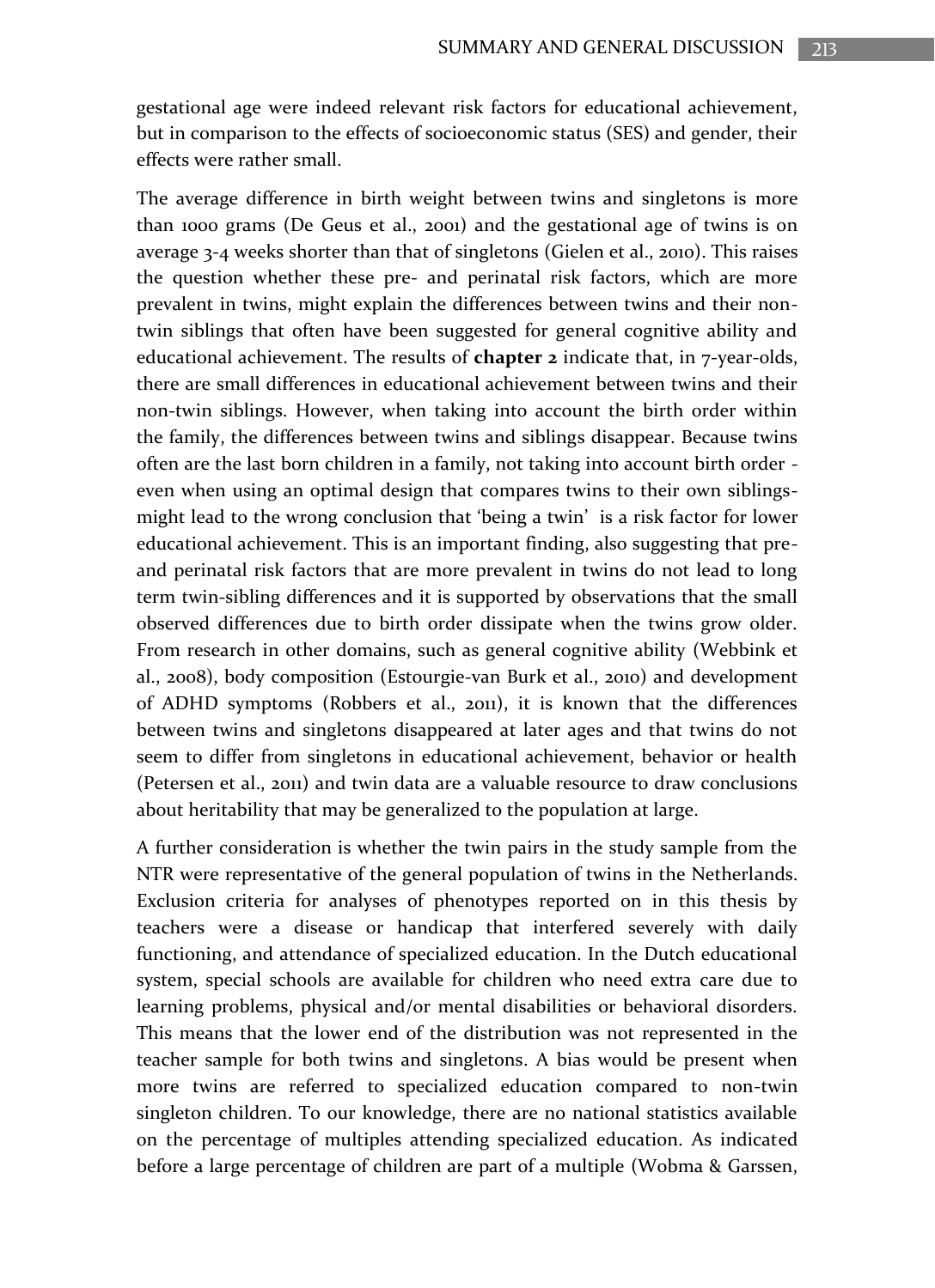gestational age were indeed relevant risk factors for educational achievement, but in comparison to the effects of socioeconomic status (SES) and gender, their effects were rather small.

The average difference in birth weight between twins and singletons is more than 1000 grams (De Geus et al., 2001) and the gestational age of twins is on average 3-4 weeks shorter than that of singletons (Gielen et al., 2010). This raises the question whether these pre- and perinatal risk factors, which are more prevalent in twins, might explain the differences between twins and their non-twin siblings that often have been suggested for general cognitive ability and educational achievement. The results of **chapter 2** indicate that, in 7-year-olds, there are small differences in educational achievement between twins and their non-twin siblings. However, when taking into account the birth order within the family, the differences between twins and siblings disappear. Because twins often are the last born children in a family, not taking into account birth order - even when using an optimal design that compares twins to their own siblings- might lead to the wrong conclusion that 'being a twin' is a risk factor for lower educational achievement. This is an important finding, also suggesting that pre- and perinatal risk factors that are more prevalent in twins do not lead to long term twin-sibling differences and it is supported by observations that the small observed differences due to birth order dissipate when the twins grow older. From research in other domains, such as general cognitive ability (Webbink et al., 2008), body composition (Estourgie-van Burk et al., 2010) and development of ADHD symptoms (Robbers et al., 2011), it is known that the differences between twins and singletons disappeared at later ages and that twins do not seem to differ from singletons in educational achievement, behavior or health (Petersen et al., 2011) and twin data are a valuable resource to draw conclusions about heritability that may be generalized to the population at large.

A further consideration is whether the twin pairs in the study sample from the NTR were representative of the general population of twins in the Netherlands. Exclusion criteria for analyses of phenotypes reported on in this thesis by teachers were a disease or handicap that interfered severely with daily functioning, and attendance of specialized education. In the Dutch educational system, special schools are available for children who need extra care due to learning problems, physical and/or mental disabilities or behavioral disorders. This means that the lower end of the distribution was not represented in the teacher sample for both twins and singletons. A bias would be present when more twins are referred to specialized education compared to non-twin singleton children. To our knowledge, there are no national statistics available on the percentage of multiples attending specialized education. As indicated before a large percentage of children are part of a multiple (Wobma & Garssen,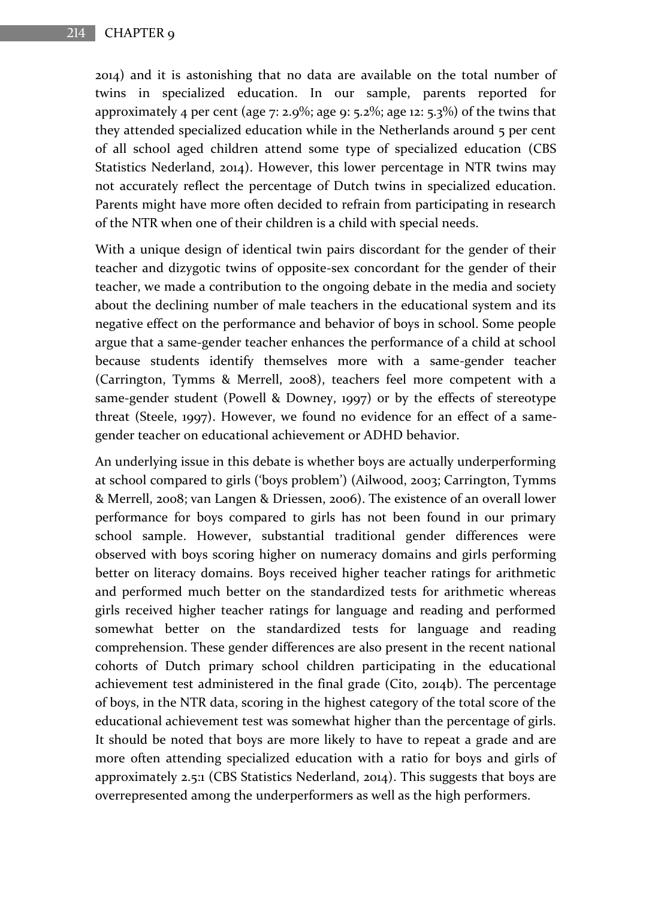2014) and it is astonishing that no data are available on the total number of twins in specialized education. In our sample, parents reported for approximately 4 per cent (age 7: 2.9%; age 9: 5.2%; age 12: 5.3%) of the twins that they attended specialized education while in the Netherlands around 5 per cent of all school aged children attend some type of specialized education (CBS Statistics Nederland, 2014). However, this lower percentage in NTR twins may not accurately reflect the percentage of Dutch twins in specialized education. Parents might have more often decided to refrain from participating in research of the NTR when one of their children is a child with special needs.

With a unique design of identical twin pairs discordant for the gender of their teacher and dizygotic twins of opposite-sex concordant for the gender of their teacher, we made a contribution to the ongoing debate in the media and society about the declining number of male teachers in the educational system and its negative effect on the performance and behavior of boys in school. Some people argue that a same-gender teacher enhances the performance of a child at school because students identify themselves more with a same-gender teacher (Carrington, Tymms & Merrell, 2008), teachers feel more competent with a same-gender student (Powell & Downey, 1997) or by the effects of stereotype threat (Steele, 1997). However, we found no evidence for an effect of a same-gender teacher on educational achievement or ADHD behavior.

An underlying issue in this debate is whether boys are actually underperforming at school compared to girls ('boys problem') (Ailwood, 2003; Carrington, Tymms & Merrell, 2008; van Langen & Driessen, 2006). The existence of an overall lower performance for boys compared to girls has not been found in our primary school sample. However, substantial traditional gender differences were observed with boys scoring higher on numeracy domains and girls performing better on literacy domains. Boys received higher teacher ratings for arithmetic and performed much better on the standardized tests for arithmetic whereas girls received higher teacher ratings for language and reading and performed somewhat better on the standardized tests for language and reading comprehension. These gender differences are also present in the recent national cohorts of Dutch primary school children participating in the educational achievement test administered in the final grade (Cito, 2014b). The percentage of boys, in the NTR data, scoring in the highest category of the total score of the educational achievement test was somewhat higher than the percentage of girls. It should be noted that boys are more likely to have to repeat a grade and are more often attending specialized education with a ratio for boys and girls of approximately 2.5:1 (CBS Statistics Nederland, 2014). This suggests that boys are overrepresented among the underperformers as well as the high performers.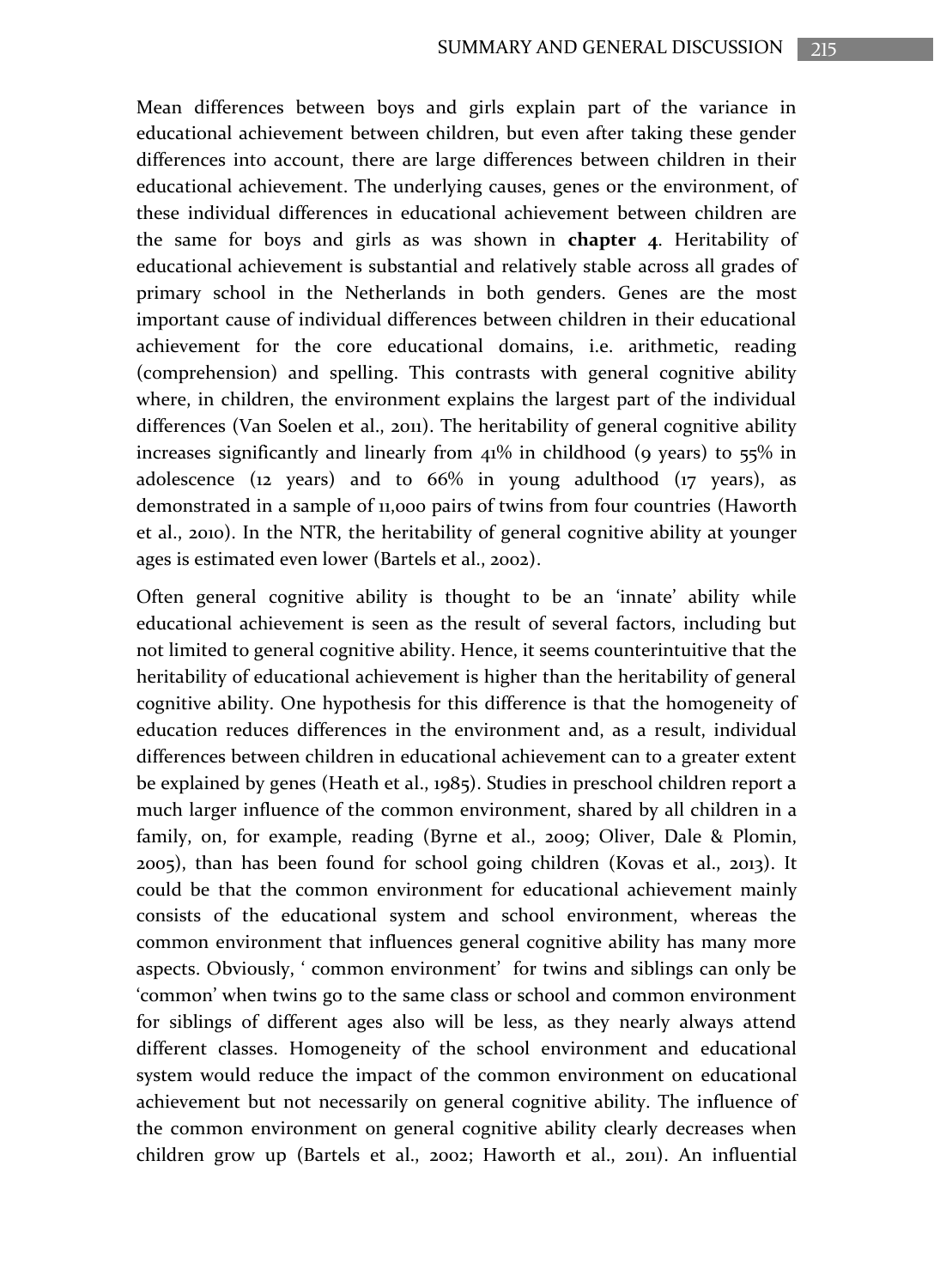Mean differences between boys and girls explain part of the variance in educational achievement between children, but even after taking these gender differences into account, there are large differences between children in their educational achievement. The underlying causes, genes or the environment, of these individual differences in educational achievement between children are the same for boys and girls as was shown in **chapter 4**. Heritability of educational achievement is substantial and relatively stable across all grades of primary school in the Netherlands in both genders. Genes are the most important cause of individual differences between children in their educational achievement for the core educational domains, i.e. arithmetic, reading (comprehension) and spelling. This contrasts with general cognitive ability where, in children, the environment explains the largest part of the individual differences (Van Soelen et al., 2011). The heritability of general cognitive ability increases significantly and linearly from 41% in childhood (9 years) to 55% in adolescence (12 years) and to 66% in young adulthood (17 years), as demonstrated in a sample of 11,000 pairs of twins from four countries (Haworth et al., 2010). In the NTR, the heritability of general cognitive ability at younger ages is estimated even lower (Bartels et al., 2002).

Often general cognitive ability is thought to be an 'innate' ability while educational achievement is seen as the result of several factors, including but not limited to general cognitive ability. Hence, it seems counterintuitive that the heritability of educational achievement is higher than the heritability of general cognitive ability. One hypothesis for this difference is that the homogeneity of education reduces differences in the environment and, as a result, individual differences between children in educational achievement can to a greater extent be explained by genes (Heath et al., 1985). Studies in preschool children report a much larger influence of the common environment, shared by all children in a family, on, for example, reading (Byrne et al., 2009; Oliver, Dale & Plomin, 2005), than has been found for school going children (Kovas et al., 2013). It could be that the common environment for educational achievement mainly consists of the educational system and school environment, whereas the common environment that influences general cognitive ability has many more aspects. Obviously, ' common environment' for twins and siblings can only be 'common' when twins go to the same class or school and common environment for siblings of different ages also will be less, as they nearly always attend different classes. Homogeneity of the school environment and educational system would reduce the impact of the common environment on educational achievement but not necessarily on general cognitive ability. The influence of the common environment on general cognitive ability clearly decreases when children grow up (Bartels et al., 2002; Haworth et al., 2011). An influential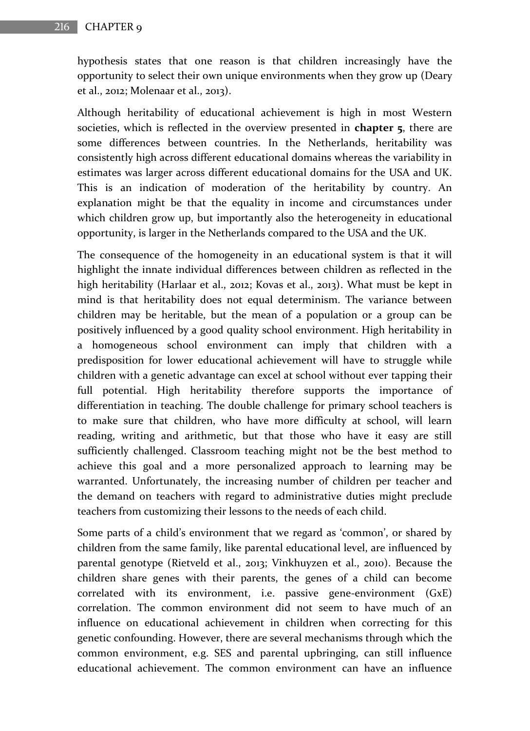hypothesis states that one reason is that children increasingly have the opportunity to select their own unique environments when they grow up (Deary et al., 2012; Molenaar et al., 2013).

Although heritability of educational achievement is high in most Western societies, which is reflected in the overview presented in **chapter 5**, there are some differences between countries. In the Netherlands, heritability was consistently high across different educational domains whereas the variability in estimates was larger across different educational domains for the USA and UK. This is an indication of moderation of the heritability by country. An explanation might be that the equality in income and circumstances under which children grow up, but importantly also the heterogeneity in educational opportunity, is larger in the Netherlands compared to the USA and the UK.

The consequence of the homogeneity in an educational system is that it will highlight the innate individual differences between children as reflected in the high heritability (Harlaar et al., 2012; Kovas et al., 2013). What must be kept in mind is that heritability does not equal determinism. The variance between children may be heritable, but the mean of a population or a group can be positively influenced by a good quality school environment. High heritability in a homogeneous school environment can imply that children with a predisposition for lower educational achievement will have to struggle while children with a genetic advantage can excel at school without ever tapping their full potential. High heritability therefore supports the importance of differentiation in teaching. The double challenge for primary school teachers is to make sure that children, who have more difficulty at school, will learn reading, writing and arithmetic, but that those who have it easy are still sufficiently challenged. Classroom teaching might not be the best method to achieve this goal and a more personalized approach to learning may be warranted. Unfortunately, the increasing number of children per teacher and the demand on teachers with regard to administrative duties might preclude teachers from customizing their lessons to the needs of each child.

Some parts of a child's environment that we regard as 'common', or shared by children from the same family, like parental educational level, are influenced by parental genotype (Rietveld et al., 2013; Vinkhuyzen et al., 2010). Because the children share genes with their parents, the genes of a child can become correlated with its environment, i.e. passive gene-environment (GxE) correlation. The common environment did not seem to have much of an influence on educational achievement in children when correcting for this genetic confounding. However, there are several mechanisms through which the common environment, e.g. SES and parental upbringing, can still influence educational achievement. The common environment can have an influence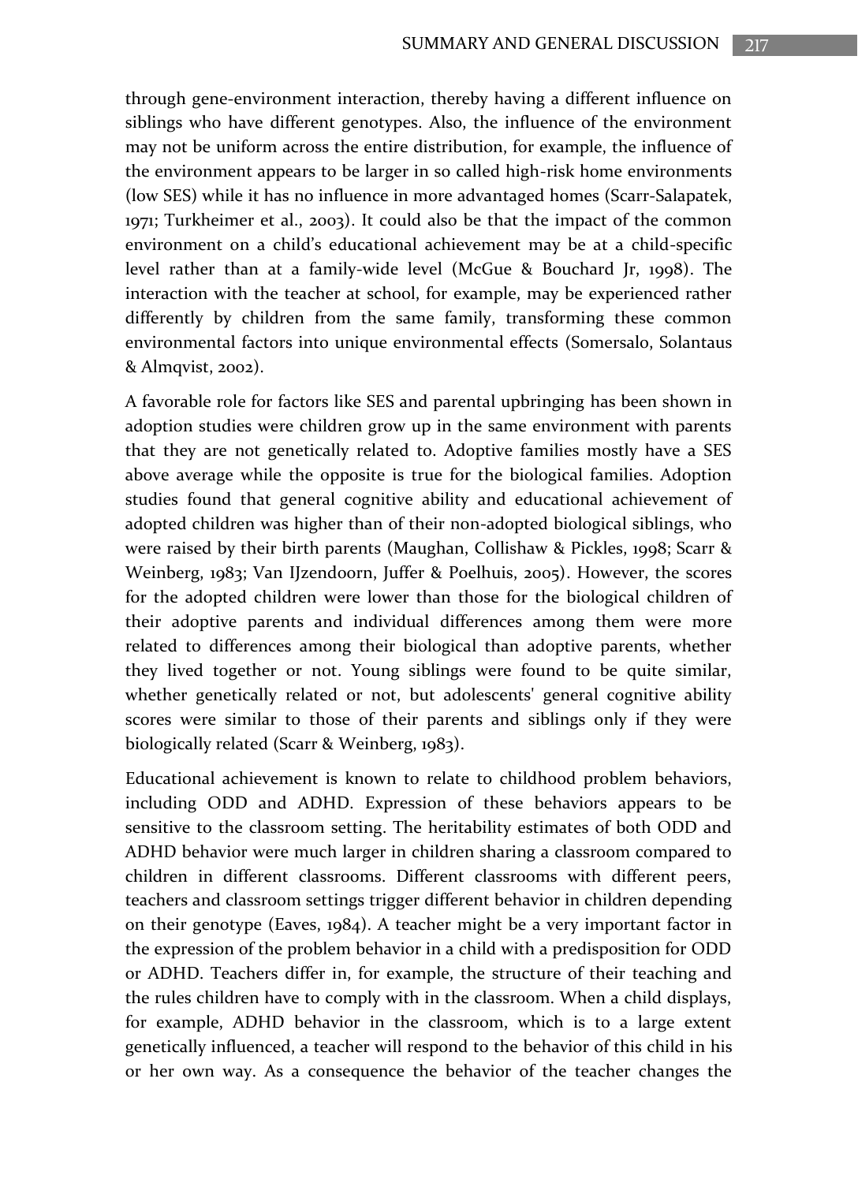through gene-environment interaction, thereby having a different influence on siblings who have different genotypes. Also, the influence of the environment may not be uniform across the entire distribution, for example, the influence of the environment appears to be larger in so called high-risk home environments (low SES) while it has no influence in more advantaged homes (Scarr-Salapatek, 1971; Turkheimer et al., 2003). It could also be that the impact of the common environment on a child's educational achievement may be at a child-specific level rather than at a family-wide level (McGue & Bouchard Jr, 1998). The interaction with the teacher at school, for example, may be experienced rather differently by children from the same family, transforming these common environmental factors into unique environmental effects (Somersalo, Solantaus & Almqvist, 2002).

A favorable role for factors like SES and parental upbringing has been shown in adoption studies were children grow up in the same environment with parents that they are not genetically related to. Adoptive families mostly have a SES above average while the opposite is true for the biological families. Adoption studies found that general cognitive ability and educational achievement of adopted children was higher than of their non-adopted biological siblings, who were raised by their birth parents (Maughan, Collishaw & Pickles, 1998; Scarr & Weinberg, 1983; Van IJzendoorn, Juffer & Poelhuis, 2005). However, the scores for the adopted children were lower than those for the biological children of their adoptive parents and individual differences among them were more related to differences among their biological than adoptive parents, whether they lived together or not. Young siblings were found to be quite similar, whether genetically related or not, but adolescents' general cognitive ability scores were similar to those of their parents and siblings only if they were biologically related (Scarr & Weinberg, 1983).

Educational achievement is known to relate to childhood problem behaviors, including ODD and ADHD. Expression of these behaviors appears to be sensitive to the classroom setting. The heritability estimates of both ODD and ADHD behavior were much larger in children sharing a classroom compared to children in different classrooms. Different classrooms with different peers, teachers and classroom settings trigger different behavior in children depending on their genotype (Eaves, 1984). A teacher might be a very important factor in the expression of the problem behavior in a child with a predisposition for ODD or ADHD. Teachers differ in, for example, the structure of their teaching and the rules children have to comply with in the classroom. When a child displays, for example, ADHD behavior in the classroom, which is to a large extent genetically influenced, a teacher will respond to the behavior of this child in his or her own way. As a consequence the behavior of the teacher changes the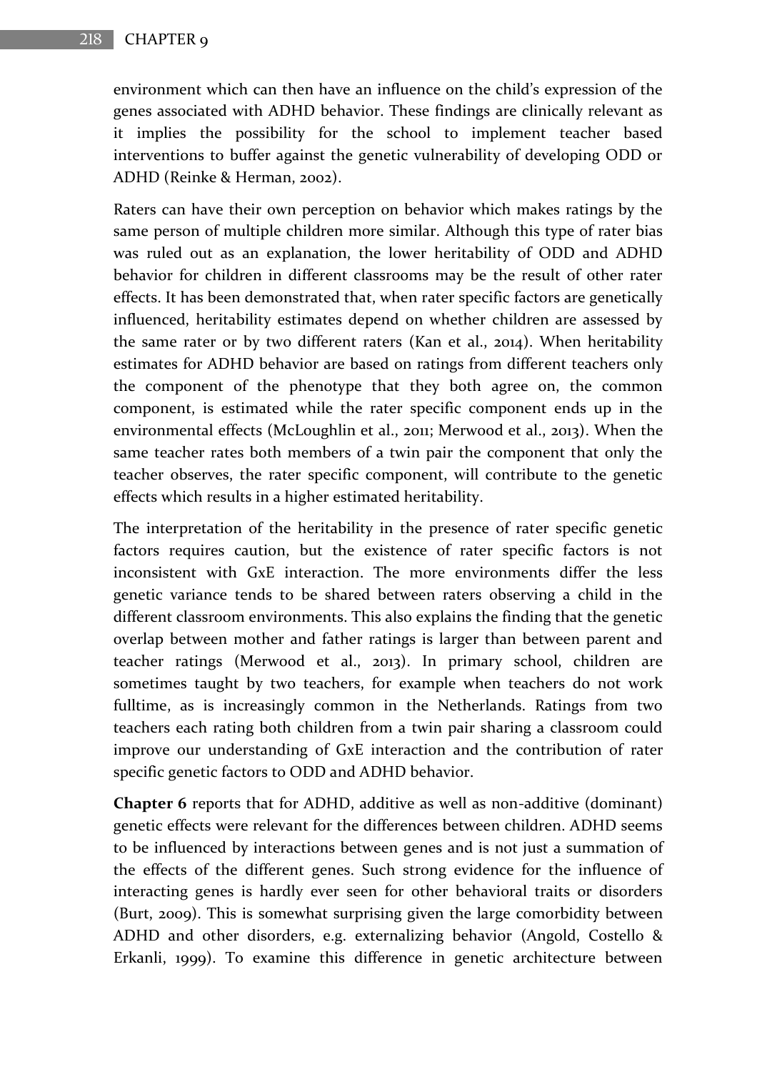environment which can then have an influence on the child's expression of the genes associated with ADHD behavior. These findings are clinically relevant as it implies the possibility for the school to implement teacher based interventions to buffer against the genetic vulnerability of developing ODD or ADHD (Reinke & Herman, 2002).

Raters can have their own perception on behavior which makes ratings by the same person of multiple children more similar. Although this type of rater bias was ruled out as an explanation, the lower heritability of ODD and ADHD behavior for children in different classrooms may be the result of other rater effects. It has been demonstrated that, when rater specific factors are genetically influenced, heritability estimates depend on whether children are assessed by the same rater or by two different raters (Kan et al., 2014). When heritability estimates for ADHD behavior are based on ratings from different teachers only the component of the phenotype that they both agree on, the common component, is estimated while the rater specific component ends up in the environmental effects (McLoughlin et al., 2011; Merwood et al., 2013). When the same teacher rates both members of a twin pair the component that only the teacher observes, the rater specific component, will contribute to the genetic effects which results in a higher estimated heritability.

The interpretation of the heritability in the presence of rater specific genetic factors requires caution, but the existence of rater specific factors is not inconsistent with GxE interaction. The more environments differ the less genetic variance tends to be shared between raters observing a child in the different classroom environments. This also explains the finding that the genetic overlap between mother and father ratings is larger than between parent and teacher ratings (Merwood et al., 2013). In primary school, children are sometimes taught by two teachers, for example when teachers do not work fulltime, as is increasingly common in the Netherlands. Ratings from two teachers each rating both children from a twin pair sharing a classroom could improve our understanding of GxE interaction and the contribution of rater specific genetic factors to ODD and ADHD behavior.

**Chapter 6** reports that for ADHD, additive as well as non-additive (dominant) genetic effects were relevant for the differences between children. ADHD seems to be influenced by interactions between genes and is not just a summation of the effects of the different genes. Such strong evidence for the influence of interacting genes is hardly ever seen for other behavioral traits or disorders (Burt, 2009). This is somewhat surprising given the large comorbidity between ADHD and other disorders, e.g. externalizing behavior (Angold, Costello & Erkanli, 1999). To examine this difference in genetic architecture between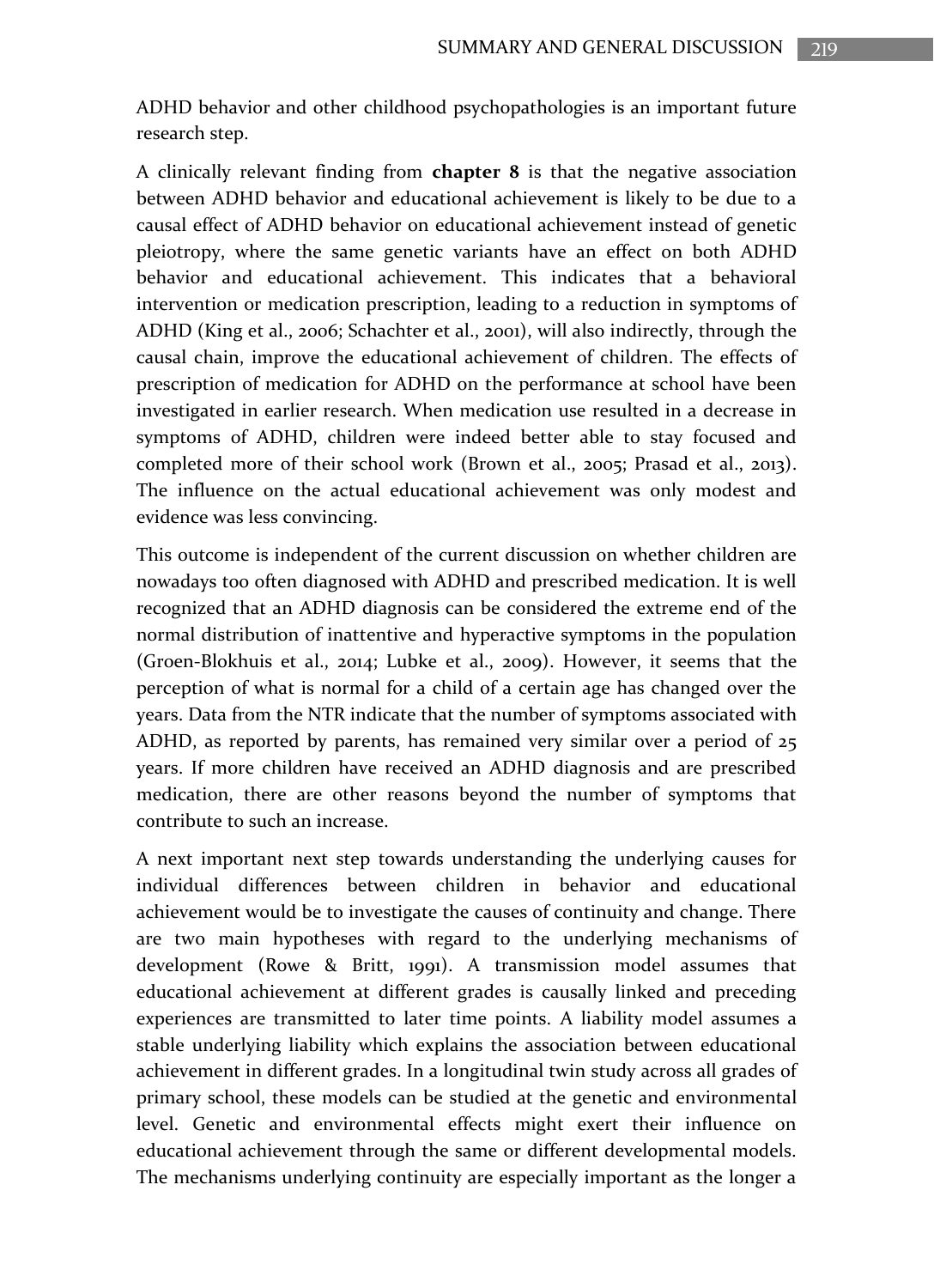ADHD behavior and other childhood psychopathologies is an important future research step.

A clinically relevant finding from **chapter 8** is that the negative association between ADHD behavior and educational achievement is likely to be due to a causal effect of ADHD behavior on educational achievement instead of genetic pleiotropy, where the same genetic variants have an effect on both ADHD behavior and educational achievement. This indicates that a behavioral intervention or medication prescription, leading to a reduction in symptoms of ADHD (King et al., 2006; Schachter et al., 2001), will also indirectly, through the causal chain, improve the educational achievement of children. The effects of prescription of medication for ADHD on the performance at school have been investigated in earlier research. When medication use resulted in a decrease in symptoms of ADHD, children were indeed better able to stay focused and completed more of their school work (Brown et al., 2005; Prasad et al., 2013). The influence on the actual educational achievement was only modest and evidence was less convincing.

This outcome is independent of the current discussion on whether children are nowadays too often diagnosed with ADHD and prescribed medication. It is well recognized that an ADHD diagnosis can be considered the extreme end of the normal distribution of inattentive and hyperactive symptoms in the population (Groen-Blokhuis et al., 2014; Lubke et al., 2009). However, it seems that the perception of what is normal for a child of a certain age has changed over the years. Data from the NTR indicate that the number of symptoms associated with ADHD, as reported by parents, has remained very similar over a period of 25 years. If more children have received an ADHD diagnosis and are prescribed medication, there are other reasons beyond the number of symptoms that contribute to such an increase.

A next important next step towards understanding the underlying causes for individual differences between children in behavior and educational achievement would be to investigate the causes of continuity and change. There are two main hypotheses with regard to the underlying mechanisms of development (Rowe & Britt, 1991). A transmission model assumes that educational achievement at different grades is causally linked and preceding experiences are transmitted to later time points. A liability model assumes a stable underlying liability which explains the association between educational achievement in different grades. In a longitudinal twin study across all grades of primary school, these models can be studied at the genetic and environmental level. Genetic and environmental effects might exert their influence on educational achievement through the same or different developmental models. The mechanisms underlying continuity are especially important as the longer a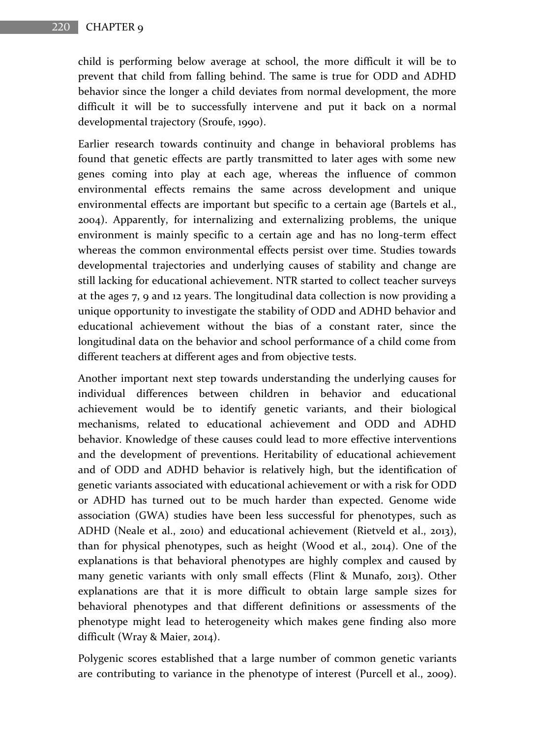child is performing below average at school, the more difficult it will be to prevent that child from falling behind. The same is true for ODD and ADHD behavior since the longer a child deviates from normal development, the more difficult it will be to successfully intervene and put it back on a normal developmental trajectory (Sroufe, 1990).

Earlier research towards continuity and change in behavioral problems has found that genetic effects are partly transmitted to later ages with some new genes coming into play at each age, whereas the influence of common environmental effects remains the same across development and unique environmental effects are important but specific to a certain age (Bartels et al., 2004). Apparently, for internalizing and externalizing problems, the unique environment is mainly specific to a certain age and has no long-term effect whereas the common environmental effects persist over time. Studies towards developmental trajectories and underlying causes of stability and change are still lacking for educational achievement. NTR started to collect teacher surveys at the ages 7, 9 and 12 years. The longitudinal data collection is now providing a unique opportunity to investigate the stability of ODD and ADHD behavior and educational achievement without the bias of a constant rater, since the longitudinal data on the behavior and school performance of a child come from different teachers at different ages and from objective tests.

Another important next step towards understanding the underlying causes for individual differences between children in behavior and educational achievement would be to identify genetic variants, and their biological mechanisms, related to educational achievement and ODD and ADHD behavior. Knowledge of these causes could lead to more effective interventions and the development of preventions. Heritability of educational achievement and of ODD and ADHD behavior is relatively high, but the identification of genetic variants associated with educational achievement or with a risk for ODD or ADHD has turned out to be much harder than expected. Genome wide association (GWA) studies have been less successful for phenotypes, such as ADHD (Neale et al., 2010) and educational achievement (Rietveld et al., 2013), than for physical phenotypes, such as height (Wood et al., 2014). One of the explanations is that behavioral phenotypes are highly complex and caused by many genetic variants with only small effects (Flint & Munafo, 2013). Other explanations are that it is more difficult to obtain large sample sizes for behavioral phenotypes and that different definitions or assessments of the phenotype might lead to heterogeneity which makes gene finding also more difficult (Wray & Maier, 2014).

Polygenic scores established that a large number of common genetic variants are contributing to variance in the phenotype of interest (Purcell et al., 2009).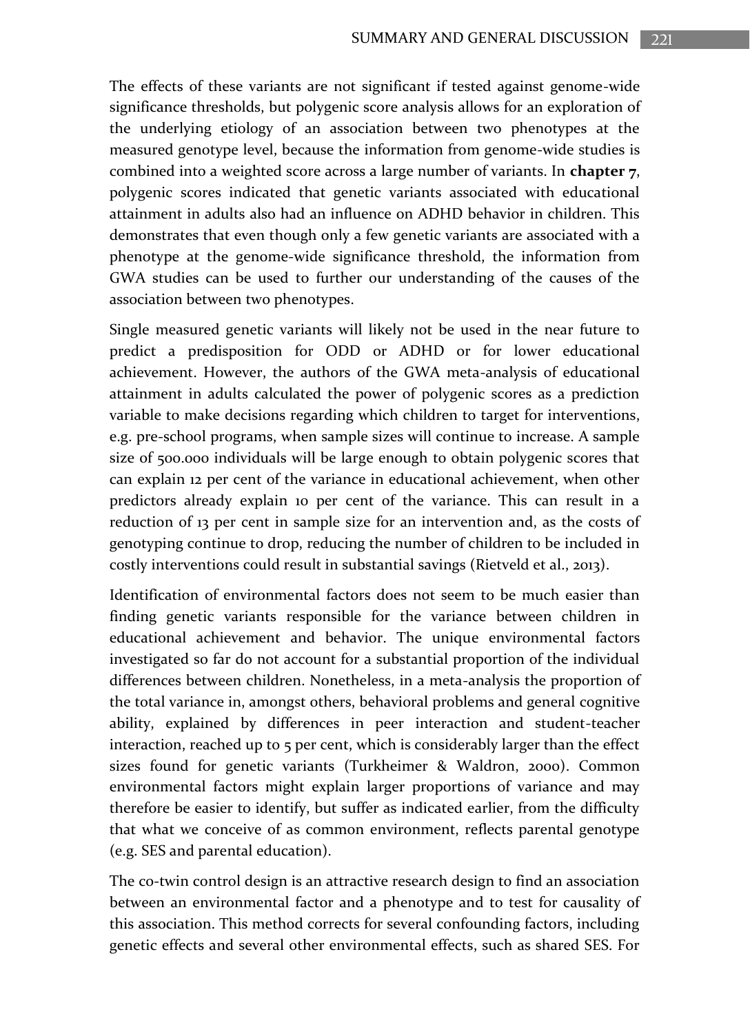The effects of these variants are not significant if tested against genome-wide significance thresholds, but polygenic score analysis allows for an exploration of the underlying etiology of an association between two phenotypes at the measured genotype level, because the information from genome-wide studies is combined into a weighted score across a large number of variants. In **chapter 7**, polygenic scores indicated that genetic variants associated with educational attainment in adults also had an influence on ADHD behavior in children. This demonstrates that even though only a few genetic variants are associated with a phenotype at the genome-wide significance threshold, the information from GWA studies can be used to further our understanding of the causes of the association between two phenotypes.

Single measured genetic variants will likely not be used in the near future to predict a predisposition for ODD or ADHD or for lower educational achievement. However, the authors of the GWA meta-analysis of educational attainment in adults calculated the power of polygenic scores as a prediction variable to make decisions regarding which children to target for interventions, e.g. pre-school programs, when sample sizes will continue to increase. A sample size of 500.000 individuals will be large enough to obtain polygenic scores that can explain 12 per cent of the variance in educational achievement, when other predictors already explain 10 per cent of the variance. This can result in a reduction of 13 per cent in sample size for an intervention and, as the costs of genotyping continue to drop, reducing the number of children to be included in costly interventions could result in substantial savings (Rietveld et al., 2013).

Identification of environmental factors does not seem to be much easier than finding genetic variants responsible for the variance between children in educational achievement and behavior. The unique environmental factors investigated so far do not account for a substantial proportion of the individual differences between children. Nonetheless, in a meta-analysis the proportion of the total variance in, amongst others, behavioral problems and general cognitive ability, explained by differences in peer interaction and student-teacher interaction, reached up to 5 per cent, which is considerably larger than the effect sizes found for genetic variants (Turkheimer & Waldron, 2000). Common environmental factors might explain larger proportions of variance and may therefore be easier to identify, but suffer as indicated earlier, from the difficulty that what we conceive of as common environment, reflects parental genotype (e.g. SES and parental education).

The co-twin control design is an attractive research design to find an association between an environmental factor and a phenotype and to test for causality of this association. This method corrects for several confounding factors, including genetic effects and several other environmental effects, such as shared SES. For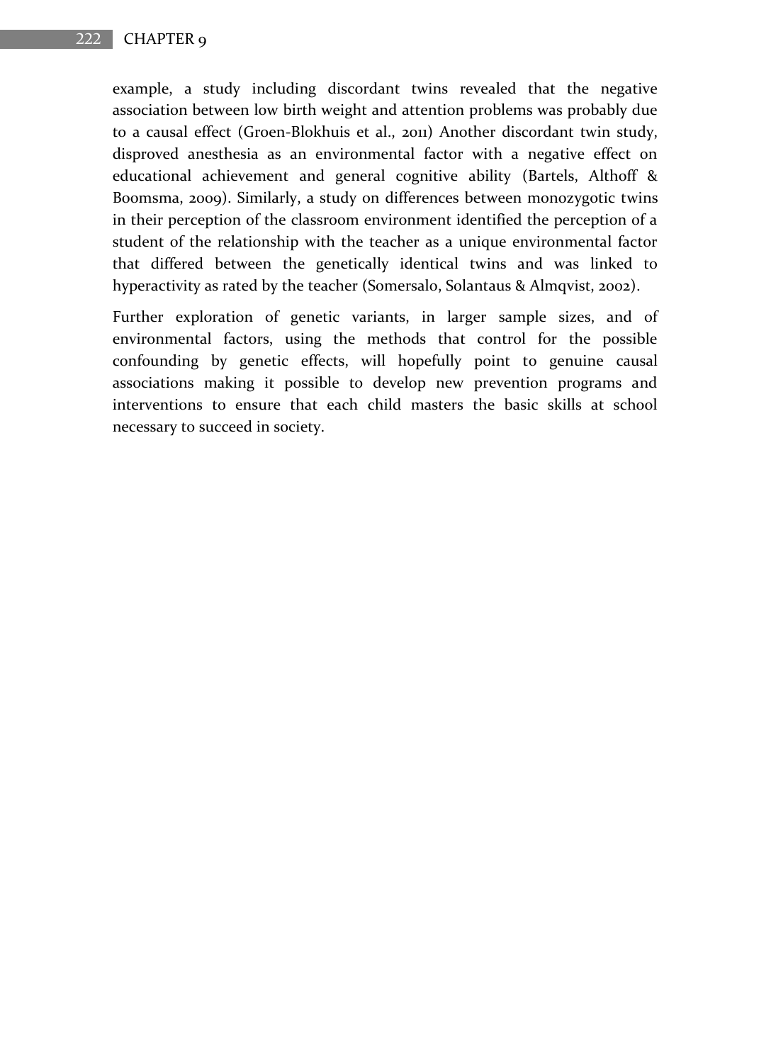example, a study including discordant twins revealed that the negative association between low birth weight and attention problems was probably due to a causal effect (Groen-Blokhuis et al., 2011) Another discordant twin study, disproved anesthesia as an environmental factor with a negative effect on educational achievement and general cognitive ability (Bartels, Althoff & Boomsma, 2009). Similarly, a study on differences between monozygotic twins in their perception of the classroom environment identified the perception of a student of the relationship with the teacher as a unique environmental factor that differed between the genetically identical twins and was linked to hyperactivity as rated by the teacher (Somersalo, Solantaus & Almqvist, 2002).

Further exploration of genetic variants, in larger sample sizes, and of environmental factors, using the methods that control for the possible confounding by genetic effects, will hopefully point to genuine causal associations making it possible to develop new prevention programs and interventions to ensure that each child masters the basic skills at school necessary to succeed in society.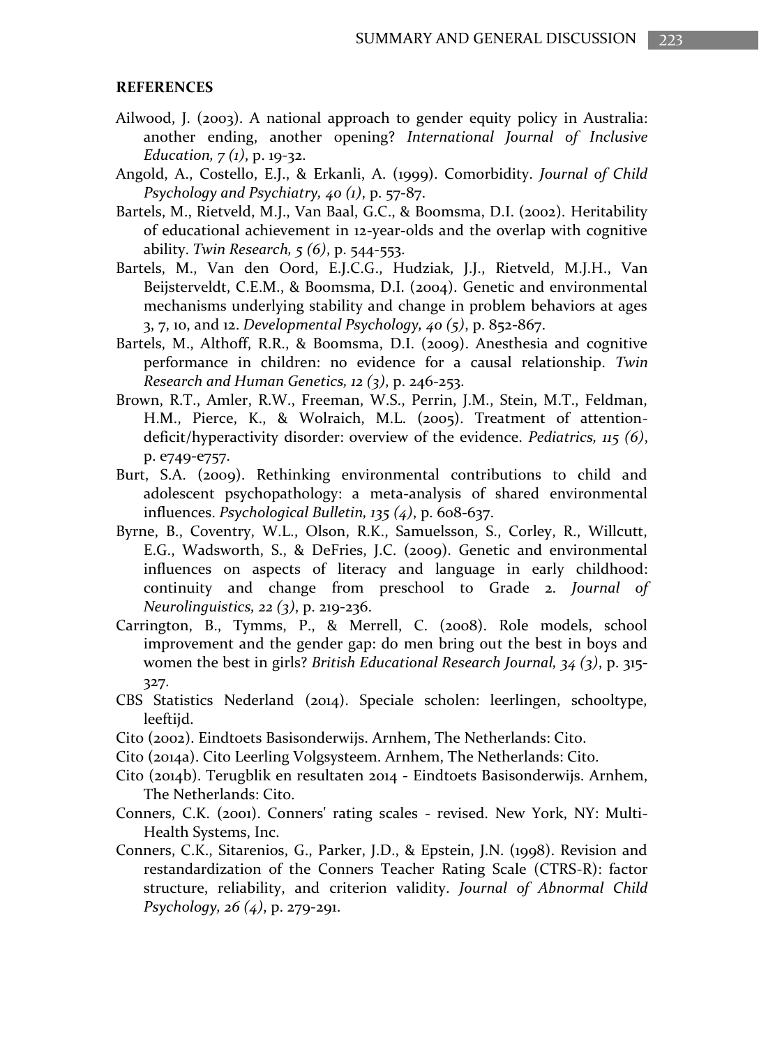**REFERENCES**

Ailwood, J. (2003). A national approach to gender equity policy in Australia: another ending, another opening? *International Journal of Inclusive Education, 7 (1)*, p. 19-32.

Angold, A., Costello, E.J., & Erkanli, A. (1999). Comorbidity. *Journal of Child Psychology and Psychiatry, 40 (1)*, p. 57-87.

Bartels, M., Rietveld, M.J., Van Baal, G.C., & Boomsma, D.I. (2002). Heritability of educational achievement in 12-year-olds and the overlap with cognitive ability. *Twin Research, 5 (6)*, p. 544-553.

Bartels, M., Van den Oord, E.J.C.G., Hudziak, J.J., Rietveld, M.J.H., Van Beijsterveldt, C.E.M., & Boomsma, D.I. (2004). Genetic and environmental mechanisms underlying stability and change in problem behaviors at ages 3, 7, 10, and 12. *Developmental Psychology, 40 (5)*, p. 852-867.

Bartels, M., Althoff, R.R., & Boomsma, D.I. (2009). Anesthesia and cognitive performance in children: no evidence for a causal relationship. *Twin Research and Human Genetics, 12 (3)*, p. 246-253.

Brown, R.T., Amler, R.W., Freeman, W.S., Perrin, J.M., Stein, M.T., Feldman, H.M., Pierce, K., & Wolraich, M.L. (2005). Treatment of attention-deficit/hyperactivity disorder: overview of the evidence. *Pediatrics, 115 (6)*, p. e749-e757.

Burt, S.A. (2009). Rethinking environmental contributions to child and adolescent psychopathology: a meta-analysis of shared environmental influences. *Psychological Bulletin, 135 (4)*, p. 608-637.

Byrne, B., Coventry, W.L., Olson, R.K., Samuelsson, S., Corley, R., Willcutt, E.G., Wadsworth, S., & DeFries, J.C. (2009). Genetic and environmental influences on aspects of literacy and language in early childhood: continuity and change from preschool to Grade 2. *Journal of Neurolinguistics, 22 (3)*, p. 219-236.

Carrington, B., Tymms, P., & Merrell, C. (2008). Role models, school improvement and the gender gap: do men bring out the best in boys and women the best in girls? *British Educational Research Journal, 34 (3)*, p. 315-327.

CBS Statistics Nederland (2014). Speciale scholen: leerlingen, schooltype, leeftijd.

Cito (2002). Eindtoets Basisonderwijs. Arnhem, The Netherlands: Cito.

Cito (2014a). Cito Leerling Volgsysteem. Arnhem, The Netherlands: Cito.

Cito (2014b). Terugblik en resultaten 2014 - Eindtoets Basisonderwijs. Arnhem, The Netherlands: Cito.

Conners, C.K. (2001). Conners' rating scales - revised. New York, NY: Multi-Health Systems, Inc.

Conners, C.K., Sitarenios, G., Parker, J.D., & Epstein, J.N. (1998). Revision and restandardization of the Conners Teacher Rating Scale (CTRS-R): factor structure, reliability, and criterion validity. *Journal of Abnormal Child Psychology, 26 (4)*, p. 279-291.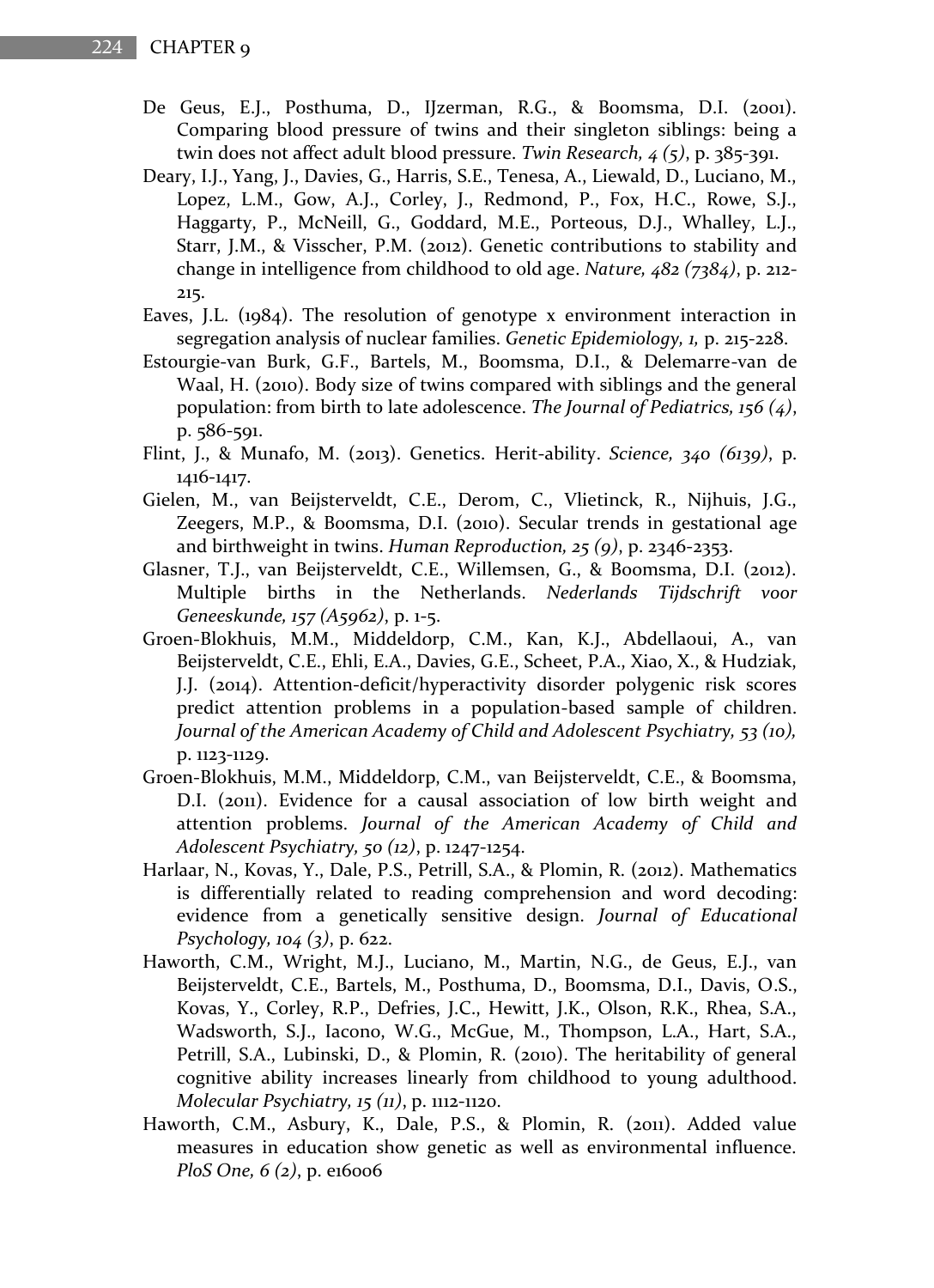De Geus, E.J., Posthuma, D., IJzerman, R.G., & Boomsma, D.I. (2001). Comparing blood pressure of twins and their singleton siblings: being a twin does not affect adult blood pressure. *Twin Research, 4 (5)*, p. 385-391.

Deary, I.J., Yang, J., Davies, G., Harris, S.E., Tenesa, A., Liewald, D., Luciano, M., Lopez, L.M., Gow, A.J., Corley, J., Redmond, P., Fox, H.C., Rowe, S.J., Haggarty, P., McNeill, G., Goddard, M.E., Porteous, D.J., Whalley, L.J., Starr, J.M., & Visscher, P.M. (2012). Genetic contributions to stability and change in intelligence from childhood to old age. *Nature, 482 (7384)*, p. 212-215.

Eaves, J.L. (1984). The resolution of genotype x environment interaction in segregation analysis of nuclear families. *Genetic Epidemiology, 1,* p. 215-228.

Estourgie-van Burk, G.F., Bartels, M., Boomsma, D.I., & Delemarre-van de Waal, H. (2010). Body size of twins compared with siblings and the general population: from birth to late adolescence. *The Journal of Pediatrics, 156 (4)*, p. 586-591.

Flint, J., & Munafo, M. (2013). Genetics. Herit-ability. *Science, 340 (6139)*, p. 1416-1417.

Gielen, M., van Beijsterveldt, C.E., Derom, C., Vlietinck, R., Nijhuis, J.G., Zeegers, M.P., & Boomsma, D.I. (2010). Secular trends in gestational age and birthweight in twins. *Human Reproduction, 25 (9)*, p. 2346-2353.

Glasner, T.J., van Beijsterveldt, C.E., Willemsen, G., & Boomsma, D.I. (2012). Multiple births in the Netherlands. *Nederlands Tijdschrift voor Geneeskunde, 157 (A5962)*, p. 1-5.

Groen-Blokhuis, M.M., Middeldorp, C.M., Kan, K.J., Abdellaoui, A., van Beijsterveldt, C.E., Ehli, E.A., Davies, G.E., Scheet, P.A., Xiao, X., & Hudziak, J.J. (2014). Attention-deficit/hyperactivity disorder polygenic risk scores predict attention problems in a population-based sample of children. *Journal of the American Academy of Child and Adolescent Psychiatry, 53 (10),* p. 1123-1129.

Groen-Blokhuis, M.M., Middeldorp, C.M., van Beijsterveldt, C.E., & Boomsma, D.I. (2011). Evidence for a causal association of low birth weight and attention problems. *Journal of the American Academy of Child and Adolescent Psychiatry, 50 (12)*, p. 1247-1254.

Harlaar, N., Kovas, Y., Dale, P.S., Petrill, S.A., & Plomin, R. (2012). Mathematics is differentially related to reading comprehension and word decoding: evidence from a genetically sensitive design. *Journal of Educational Psychology, 104 (3)*, p. 622.

Haworth, C.M., Wright, M.J., Luciano, M., Martin, N.G., de Geus, E.J., van Beijsterveldt, C.E., Bartels, M., Posthuma, D., Boomsma, D.I., Davis, O.S., Kovas, Y., Corley, R.P., Defries, J.C., Hewitt, J.K., Olson, R.K., Rhea, S.A., Wadsworth, S.J., Iacono, W.G., McGue, M., Thompson, L.A., Hart, S.A., Petrill, S.A., Lubinski, D., & Plomin, R. (2010). The heritability of general cognitive ability increases linearly from childhood to young adulthood. *Molecular Psychiatry, 15 (11)*, p. 1112-1120.

Haworth, C.M., Asbury, K., Dale, P.S., & Plomin, R. (2011). Added value measures in education show genetic as well as environmental influence. *PloS One, 6 (2)*, p. e16006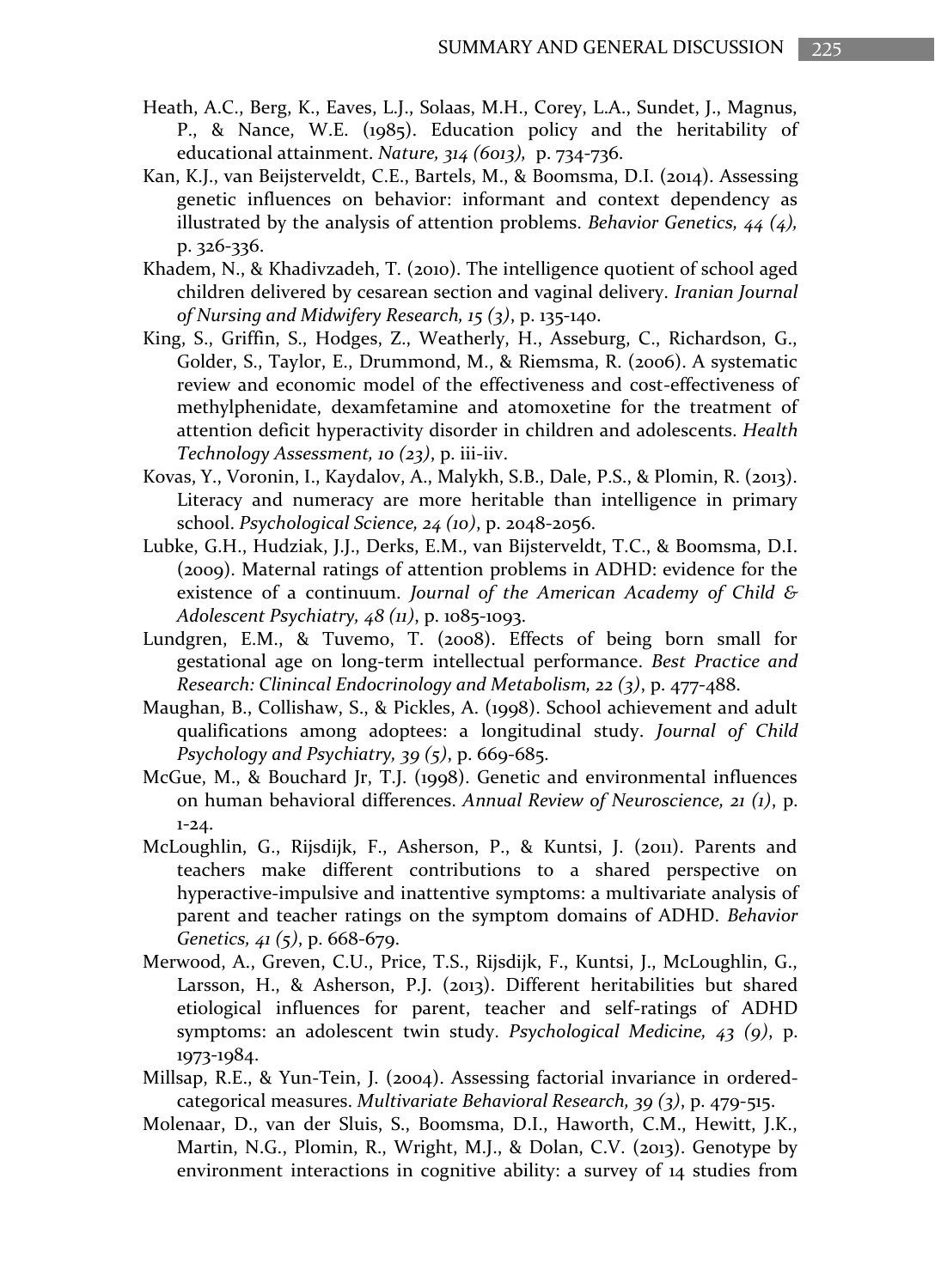Heath, A.C., Berg, K., Eaves, L.J., Solaas, M.H., Corey, L.A., Sundet, J., Magnus, P., & Nance, W.E. (1985). Education policy and the heritability of educational attainment. *Nature, 314 (6013),* p. 734-736.

Kan, K.J., van Beijsterveldt, C.E., Bartels, M., & Boomsma, D.I. (2014). Assessing genetic influences on behavior: informant and context dependency as illustrated by the analysis of attention problems. *Behavior Genetics, 44 (4),* p. 326-336.

Khadem, N., & Khadivzadeh, T. (2010). The intelligence quotient of school aged children delivered by cesarean section and vaginal delivery. *Iranian Journal of Nursing and Midwifery Research, 15 (3)*, p. 135-140.

King, S., Griffin, S., Hodges, Z., Weatherly, H., Asseburg, C., Richardson, G., Golder, S., Taylor, E., Drummond, M., & Riemsma, R. (2006). A systematic review and economic model of the effectiveness and cost-effectiveness of methylphenidate, dexamfetamine and atomoxetine for the treatment of attention deficit hyperactivity disorder in children and adolescents. *Health Technology Assessment, 10 (23)*, p. iii-iiv.

Kovas, Y., Voronin, I., Kaydalov, A., Malykh, S.B., Dale, P.S., & Plomin, R. (2013). Literacy and numeracy are more heritable than intelligence in primary school. *Psychological Science, 24 (10)*, p. 2048-2056.

Lubke, G.H., Hudziak, J.J., Derks, E.M., van Bijsterveldt, T.C., & Boomsma, D.I. (2009). Maternal ratings of attention problems in ADHD: evidence for the existence of a continuum. *Journal of the American Academy of Child & Adolescent Psychiatry, 48 (11)*, p. 1085-1093.

Lundgren, E.M., & Tuvemo, T. (2008). Effects of being born small for gestational age on long-term intellectual performance. *Best Practice and Research: Clinincal Endocrinology and Metabolism, 22 (3)*, p. 477-488.

Maughan, B., Collishaw, S., & Pickles, A. (1998). School achievement and adult qualifications among adoptees: a longitudinal study. *Journal of Child Psychology and Psychiatry, 39 (5)*, p. 669-685.

McGue, M., & Bouchard Jr, T.J. (1998). Genetic and environmental influences on human behavioral differences. *Annual Review of Neuroscience, 21 (1)*, p. 1-24.

McLoughlin, G., Rijsdijk, F., Asherson, P., & Kuntsi, J. (2011). Parents and teachers make different contributions to a shared perspective on hyperactive-impulsive and inattentive symptoms: a multivariate analysis of parent and teacher ratings on the symptom domains of ADHD. *Behavior Genetics, 41 (5)*, p. 668-679.

Merwood, A., Greven, C.U., Price, T.S., Rijsdijk, F., Kuntsi, J., McLoughlin, G., Larsson, H., & Asherson, P.J. (2013). Different heritabilities but shared etiological influences for parent, teacher and self-ratings of ADHD symptoms: an adolescent twin study. *Psychological Medicine, 43 (9)*, p. 1973-1984.

Millsap, R.E., & Yun-Tein, J. (2004). Assessing factorial invariance in ordered-categorical measures. *Multivariate Behavioral Research, 39 (3)*, p. 479-515.

Molenaar, D., van der Sluis, S., Boomsma, D.I., Haworth, C.M., Hewitt, J.K., Martin, N.G., Plomin, R., Wright, M.J., & Dolan, C.V. (2013). Genotype by environment interactions in cognitive ability: a survey of 14 studies from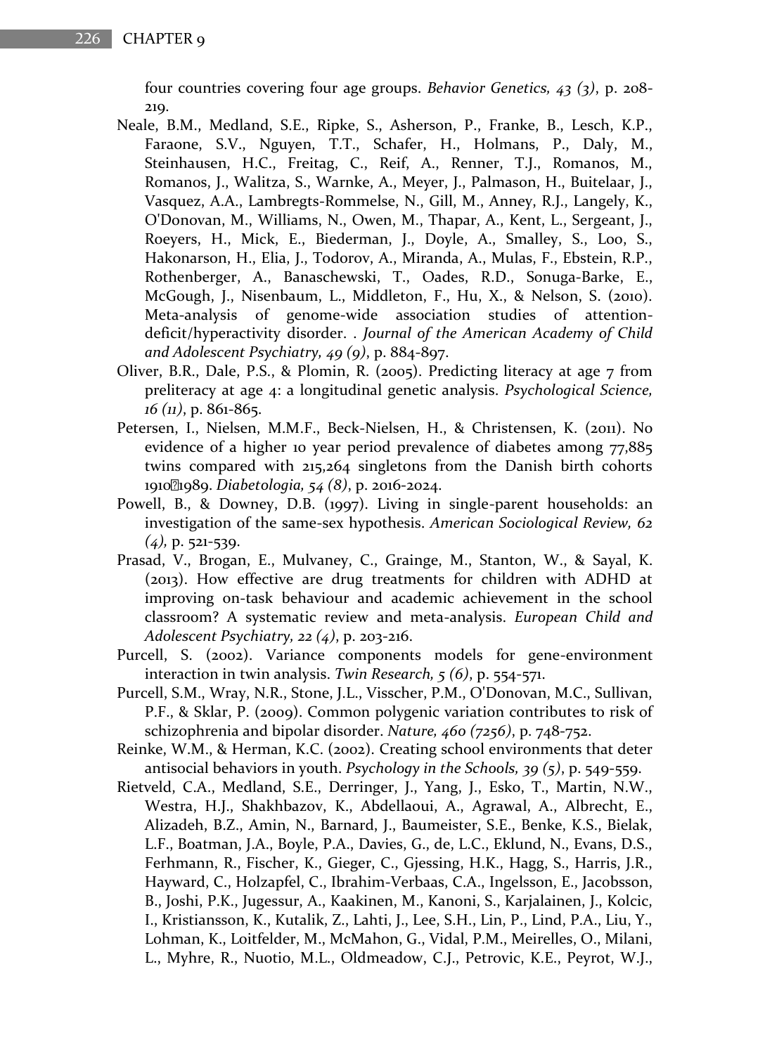four countries covering four age groups. *Behavior Genetics, 43 (3)*, p. 208-219.

Neale, B.M., Medland, S.E., Ripke, S., Asherson, P., Franke, B., Lesch, K.P., Faraone, S.V., Nguyen, T.T., Schafer, H., Holmans, P., Daly, M., Steinhausen, H.C., Freitag, C., Reif, A., Renner, T.J., Romanos, M., Romanos, J., Walitza, S., Warnke, A., Meyer, J., Palmason, H., Buitelaar, J., Vasquez, A.A., Lambregts-Rommelse, N., Gill, M., Anney, R.J., Langely, K., O'Donovan, M., Williams, N., Owen, M., Thapar, A., Kent, L., Sergeant, J., Roeyers, H., Mick, E., Biederman, J., Doyle, A., Smalley, S., Loo, S., Hakonarson, H., Elia, J., Todorov, A., Miranda, A., Mulas, F., Ebstein, R.P., Rothenberger, A., Banaschewski, T., Oades, R.D., Sonuga-Barke, E., McGough, J., Nisenbaum, L., Middleton, F., Hu, X., & Nelson, S. (2010). Meta-analysis of genome-wide association studies of attention-deficit/hyperactivity disorder. . *Journal of the American Academy of Child and Adolescent Psychiatry, 49 (9)*, p. 884-897.

Oliver, B.R., Dale, P.S., & Plomin, R. (2005). Predicting literacy at age 7 from preliteracy at age 4: a longitudinal genetic analysis. *Psychological Science, 16 (11)*, p. 861-865.

Petersen, I., Nielsen, M.M.F., Beck-Nielsen, H., & Christensen, K. (2011). No evidence of a higher 10 year period prevalence of diabetes among 77,885 twins compared with 215,264 singletons from the Danish birth cohorts 1910�1989. *Diabetologia, 54 (8)*, p. 2016-2024.

Powell, B., & Downey, D.B. (1997). Living in single-parent households: an investigation of the same-sex hypothesis. *American Sociological Review, 62 (4),* p. 521-539.

Prasad, V., Brogan, E., Mulvaney, C., Grainge, M., Stanton, W., & Sayal, K. (2013). How effective are drug treatments for children with ADHD at improving on-task behaviour and academic achievement in the school classroom? A systematic review and meta-analysis. *European Child and Adolescent Psychiatry, 22 (4)*, p. 203-216.

Purcell, S. (2002). Variance components models for gene-environment interaction in twin analysis. *Twin Research, 5 (6)*, p. 554-571.

Purcell, S.M., Wray, N.R., Stone, J.L., Visscher, P.M., O'Donovan, M.C., Sullivan, P.F., & Sklar, P. (2009). Common polygenic variation contributes to risk of schizophrenia and bipolar disorder. *Nature, 460 (7256)*, p. 748-752.

Reinke, W.M., & Herman, K.C. (2002). Creating school environments that deter antisocial behaviors in youth. *Psychology in the Schools, 39 (5)*, p. 549-559.

Rietveld, C.A., Medland, S.E., Derringer, J., Yang, J., Esko, T., Martin, N.W., Westra, H.J., Shakhbazov, K., Abdellaoui, A., Agrawal, A., Albrecht, E., Alizadeh, B.Z., Amin, N., Barnard, J., Baumeister, S.E., Benke, K.S., Bielak, L.F., Boatman, J.A., Boyle, P.A., Davies, G., de, L.C., Eklund, N., Evans, D.S., Ferhmann, R., Fischer, K., Gieger, C., Gjessing, H.K., Hagg, S., Harris, J.R., Hayward, C., Holzapfel, C., Ibrahim-Verbaas, C.A., Ingelsson, E., Jacobsson, B., Joshi, P.K., Jugessur, A., Kaakinen, M., Kanoni, S., Karjalainen, J., Kolcic, I., Kristiansson, K., Kutalik, Z., Lahti, J., Lee, S.H., Lin, P., Lind, P.A., Liu, Y., Lohman, K., Loitfelder, M., McMahon, G., Vidal, P.M., Meirelles, O., Milani, L., Myhre, R., Nuotio, M.L., Oldmeadow, C.J., Petrovic, K.E., Peyrot, W.J.,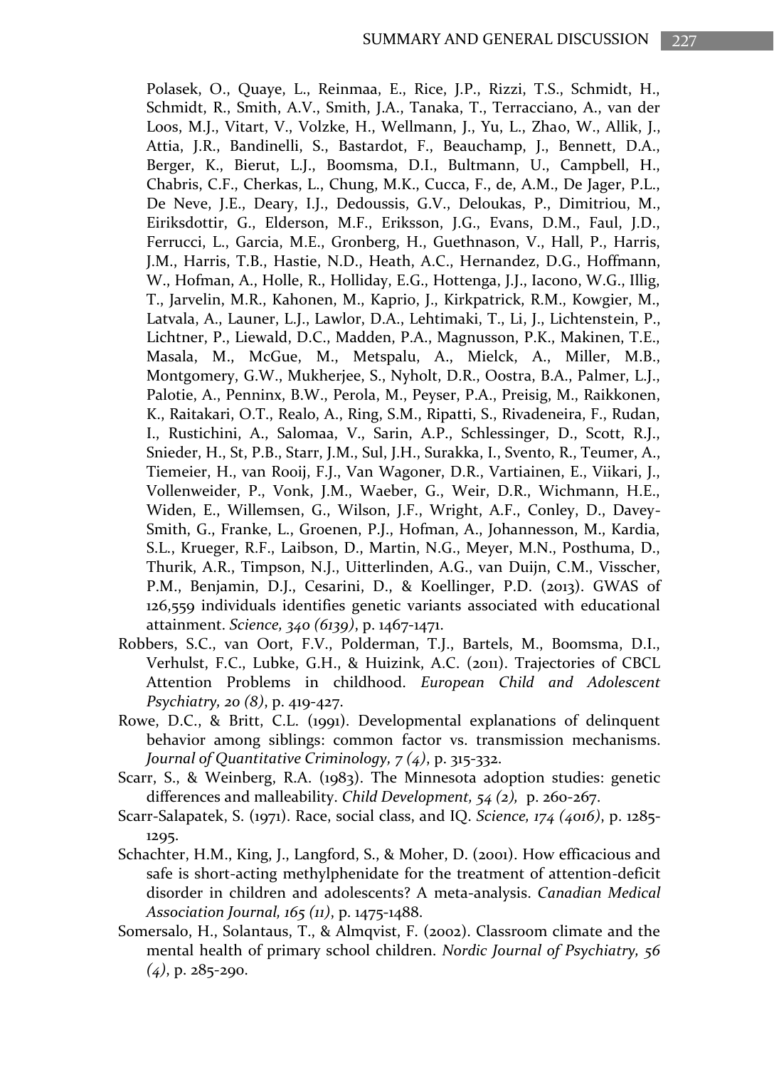Polasek, O., Quaye, L., Reinmaa, E., Rice, J.P., Rizzi, T.S., Schmidt, H., Schmidt, R., Smith, A.V., Smith, J.A., Tanaka, T., Terracciano, A., van der Loos, M.J., Vitart, V., Volzke, H., Wellmann, J., Yu, L., Zhao, W., Allik, J., Attia, J.R., Bandinelli, S., Bastardot, F., Beauchamp, J., Bennett, D.A., Berger, K., Bierut, L.J., Boomsma, D.I., Bultmann, U., Campbell, H., Chabris, C.F., Cherkas, L., Chung, M.K., Cucca, F., de, A.M., De Jager, P.L., De Neve, J.E., Deary, I.J., Dedoussis, G.V., Deloukas, P., Dimitriou, M., Eiriksdottir, G., Elderson, M.F., Eriksson, J.G., Evans, D.M., Faul, J.D., Ferrucci, L., Garcia, M.E., Gronberg, H., Guethnason, V., Hall, P., Harris, J.M., Harris, T.B., Hastie, N.D., Heath, A.C., Hernandez, D.G., Hoffmann, W., Hofman, A., Holle, R., Holliday, E.G., Hottenga, J.J., Iacono, W.G., Illig, T., Jarvelin, M.R., Kahonen, M., Kaprio, J., Kirkpatrick, R.M., Kowgier, M., Latvala, A., Launer, L.J., Lawlor, D.A., Lehtimaki, T., Li, J., Lichtenstein, P., Lichtner, P., Liewald, D.C., Madden, P.A., Magnusson, P.K., Makinen, T.E., Masala, M., McGue, M., Metspalu, A., Mielck, A., Miller, M.B., Montgomery, G.W., Mukherjee, S., Nyholt, D.R., Oostra, B.A., Palmer, L.J., Palotie, A., Penninx, B.W., Perola, M., Peyser, P.A., Preisig, M., Raikkonen, K., Raitakari, O.T., Realo, A., Ring, S.M., Ripatti, S., Rivadeneira, F., Rudan, I., Rustichini, A., Salomaa, V., Sarin, A.P., Schlessinger, D., Scott, R.J., Snieder, H., St, P.B., Starr, J.M., Sul, J.H., Surakka, I., Svento, R., Teumer, A., Tiemeier, H., van Rooij, F.J., Van Wagoner, D.R., Vartiainen, E., Viikari, J., Vollenweider, P., Vonk, J.M., Waeber, G., Weir, D.R., Wichmann, H.E., Widen, E., Willemsen, G., Wilson, J.F., Wright, A.F., Conley, D., Davey-Smith, G., Franke, L., Groenen, P.J., Hofman, A., Johannesson, M., Kardia, S.L., Krueger, R.F., Laibson, D., Martin, N.G., Meyer, M.N., Posthuma, D., Thurik, A.R., Timpson, N.J., Uitterlinden, A.G., van Duijn, C.M., Visscher, P.M., Benjamin, D.J., Cesarini, D., & Koellinger, P.D. (2013). GWAS of 126,559 individuals identifies genetic variants associated with educational attainment. *Science, 340 (6139)*, p. 1467-1471.

Robbers, S.C., van Oort, F.V., Polderman, T.J., Bartels, M., Boomsma, D.I., Verhulst, F.C., Lubke, G.H., & Huizink, A.C. (2011). Trajectories of CBCL Attention Problems in childhood. *European Child and Adolescent Psychiatry, 20 (8)*, p. 419-427.

Rowe, D.C., & Britt, C.L. (1991). Developmental explanations of delinquent behavior among siblings: common factor vs. transmission mechanisms. *Journal of Quantitative Criminology, 7 (4)*, p. 315-332.

Scarr, S., & Weinberg, R.A. (1983). The Minnesota adoption studies: genetic differences and malleability. *Child Development, 54 (2)*, p. 260-267.

Scarr-Salapatek, S. (1971). Race, social class, and IQ. *Science, 174 (4016)*, p. 1285-1295.

Schachter, H.M., King, J., Langford, S., & Moher, D. (2001). How efficacious and safe is short-acting methylphenidate for the treatment of attention-deficit disorder in children and adolescents? A meta-analysis. *Canadian Medical Association Journal, 165 (11)*, p. 1475-1488.

Somersalo, H., Solantaus, T., & Almqvist, F. (2002). Classroom climate and the mental health of primary school children. *Nordic Journal of Psychiatry, 56 (4)*, p. 285-290.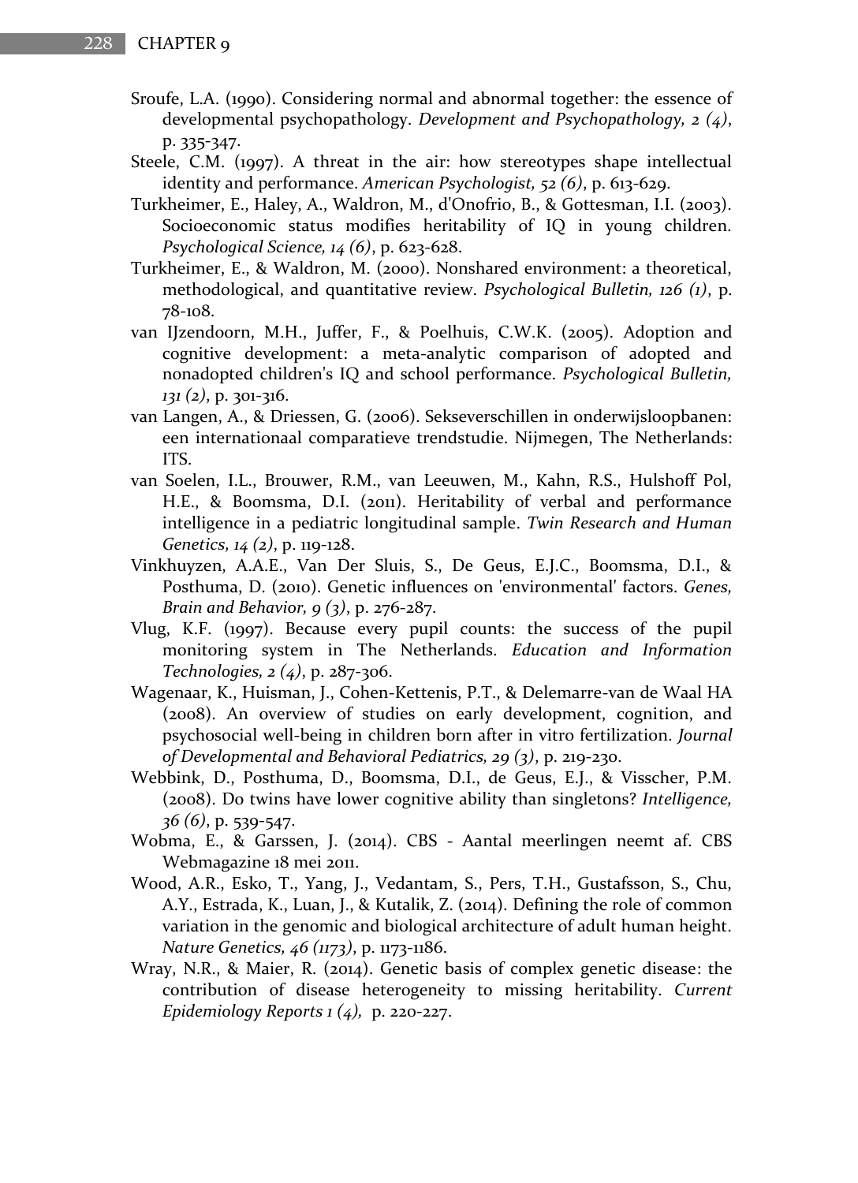Sroufe, L.A. (1990). Considering normal and abnormal together: the essence of developmental psychopathology. *Development and Psychopathology, 2 (4)*, p. 335-347.

Steele, C.M. (1997). A threat in the air: how stereotypes shape intellectual identity and performance. *American Psychologist, 52 (6)*, p. 613-629.

Turkheimer, E., Haley, A., Waldron, M., d'Onofrio, B., & Gottesman, I.I. (2003). Socioeconomic status modifies heritability of IQ in young children. *Psychological Science, 14 (6)*, p. 623-628.

Turkheimer, E., & Waldron, M. (2000). Nonshared environment: a theoretical, methodological, and quantitative review. *Psychological Bulletin, 126 (1)*, p. 78-108.

van IJzendoorn, M.H., Juffer, F., & Poelhuis, C.W.K. (2005). Adoption and cognitive development: a meta-analytic comparison of adopted and nonadopted children's IQ and school performance. *Psychological Bulletin, 131 (2)*, p. 301-316.

van Langen, A., & Driessen, G. (2006). Sekseverschillen in onderwijsloopbanen: een internationaal comparatieve trendstudie. Nijmegen, The Netherlands: ITS.

van Soelen, I.L., Brouwer, R.M., van Leeuwen, M., Kahn, R.S., Hulshoff Pol, H.E., & Boomsma, D.I. (2011). Heritability of verbal and performance intelligence in a pediatric longitudinal sample. *Twin Research and Human Genetics, 14 (2)*, p. 119-128.

Vinkhuyzen, A.A.E., Van Der Sluis, S., De Geus, E.J.C., Boomsma, D.I., & Posthuma, D. (2010). Genetic influences on 'environmental' factors. *Genes, Brain and Behavior, 9 (3)*, p. 276-287.

Vlug, K.F. (1997). Because every pupil counts: the success of the pupil monitoring system in The Netherlands. *Education and Information Technologies, 2 (4)*, p. 287-306.

Wagenaar, K., Huisman, J., Cohen-Kettenis, P.T., & Delemarre-van de Waal HA (2008). An overview of studies on early development, cognition, and psychosocial well-being in children born after in vitro fertilization. *Journal of Developmental and Behavioral Pediatrics, 29 (3)*, p. 219-230.

Webbink, D., Posthuma, D., Boomsma, D.I., de Geus, E.J., & Visscher, P.M. (2008). Do twins have lower cognitive ability than singletons? *Intelligence, 36 (6)*, p. 539-547.

Wobma, E., & Garssen, J. (2014). CBS - Aantal meerlingen neemt af. CBS Webmagazine 18 mei 2011.

Wood, A.R., Esko, T., Yang, J., Vedantam, S., Pers, T.H., Gustafsson, S., Chu, A.Y., Estrada, K., Luan, J., & Kutalik, Z. (2014). Defining the role of common variation in the genomic and biological architecture of adult human height. *Nature Genetics, 46 (1173)*, p. 1173-1186.

Wray, N.R., & Maier, R. (2014). Genetic basis of complex genetic disease: the contribution of disease heterogeneity to missing heritability. *Current Epidemiology Reports 1 (4)*, p. 220-227.